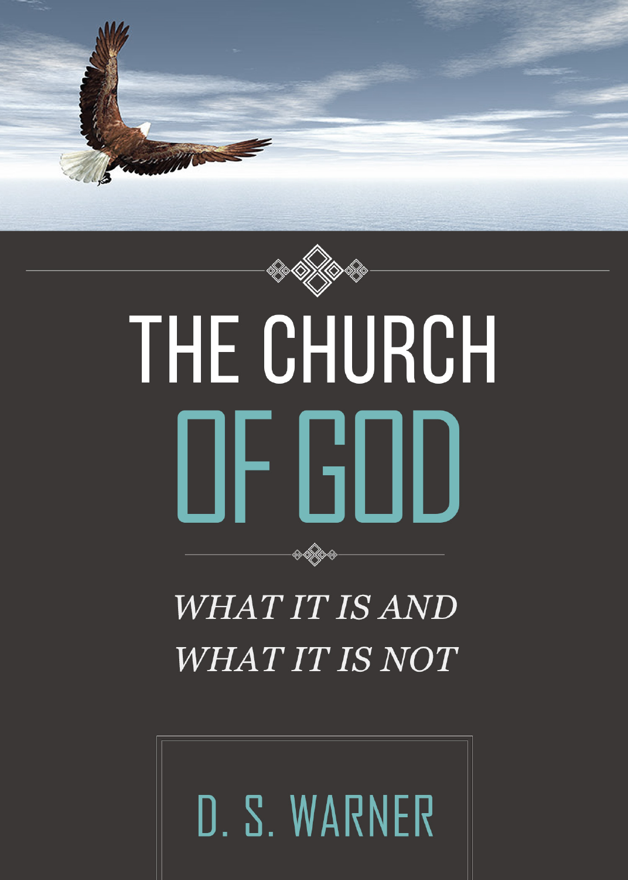# THE CHURCH OF GOD

*WHAT IT IS AND WHAT IT IS NOT*

D. S. WARNER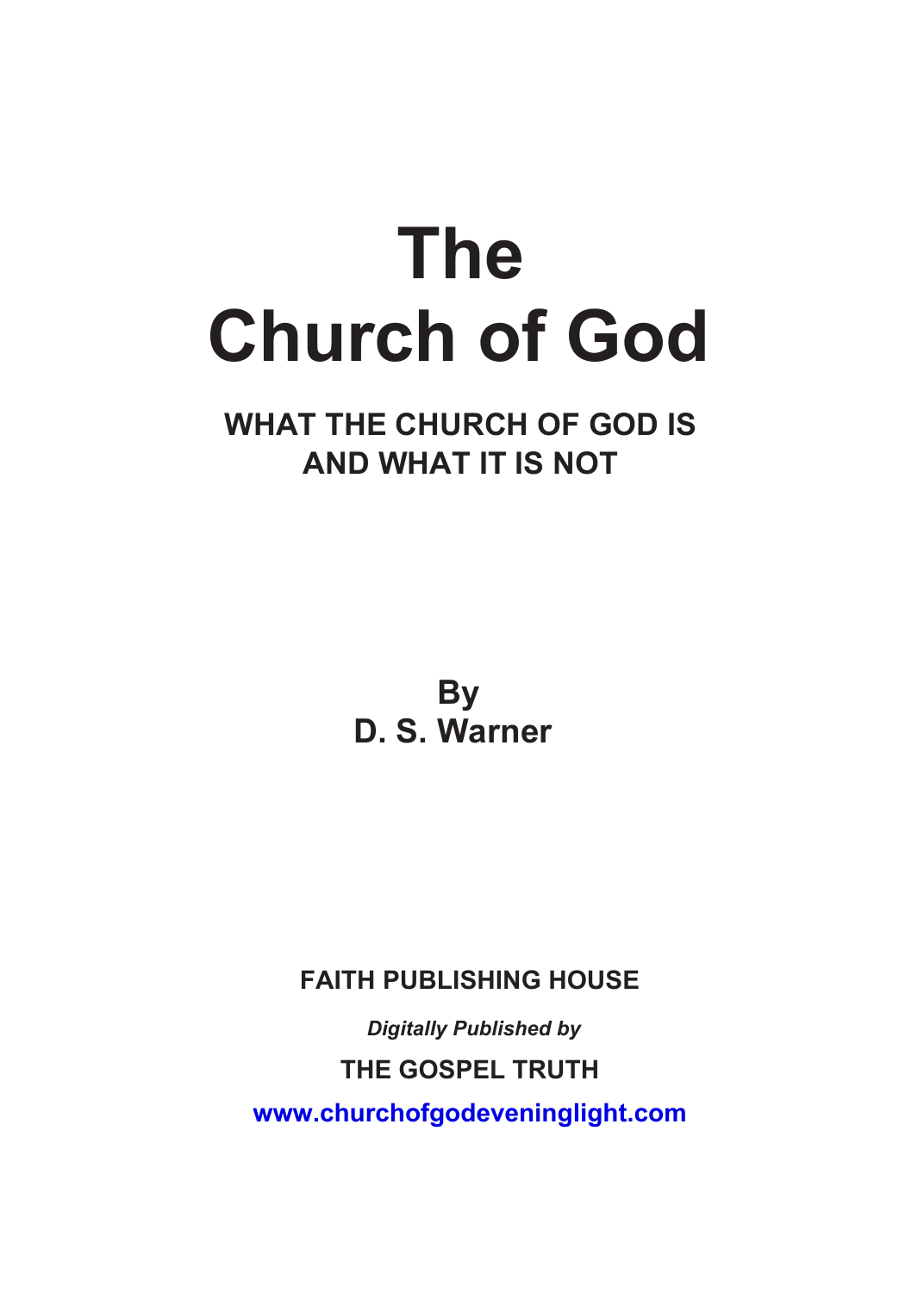# The Church of God

## WHAT THE CHURCH OF GOD IS AND WHAT IT IS NOT

**By**
**D. S. Warner**

**FAITH PUBLISHING HOUSE**

***Digitally Published by***

**THE GOSPEL TRUTH**

**www.churchofgodeveninglight.com**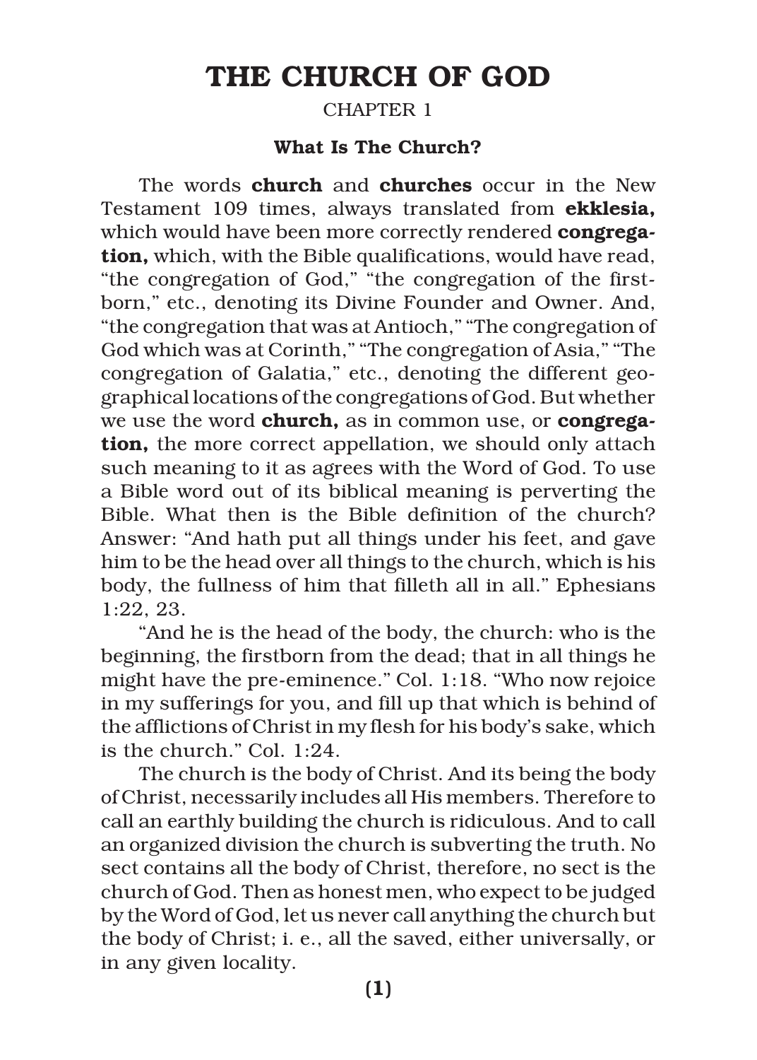# THE CHURCH OF GOD

CHAPTER 1

### What Is The Church?

The words **church** and **churches** occur in the New Testament 109 times, always translated from **ekklesia,** which would have been more correctly rendered **congregation,** which, with the Bible qualifications, would have read, "the congregation of God," "the congregation of the firstborn," etc., denoting its Divine Founder and Owner. And, "the congregation that was at Antioch," "The congregation of God which was at Corinth," "The congregation of Asia," "The congregation of Galatia," etc., denoting the different geographical locations of the congregations of God. But whether we use the word **church,** as in common use, or **congregation,** the more correct appellation, we should only attach such meaning to it as agrees with the Word of God. To use a Bible word out of its biblical meaning is perverting the Bible. What then is the Bible definition of the church? Answer: "And hath put all things under his feet, and gave him to be the head over all things to the church, which is his body, the fullness of him that filleth all in all." Ephesians 1:22, 23.

"And he is the head of the body, the church: who is the beginning, the firstborn from the dead; that in all things he might have the pre-eminence." Col. 1:18. "Who now rejoice in my sufferings for you, and fill up that which is behind of the afflictions of Christ in my flesh for his body's sake, which is the church." Col. 1:24.

The church is the body of Christ. And its being the body of Christ, necessarily includes all His members. Therefore to call an earthly building the church is ridiculous. And to call an organized division the church is subverting the truth. No sect contains all the body of Christ, therefore, no sect is the church of God. Then as honest men, who expect to be judged by the Word of God, let us never call anything the church but the body of Christ; i. e., all the saved, either universally, or in any given locality.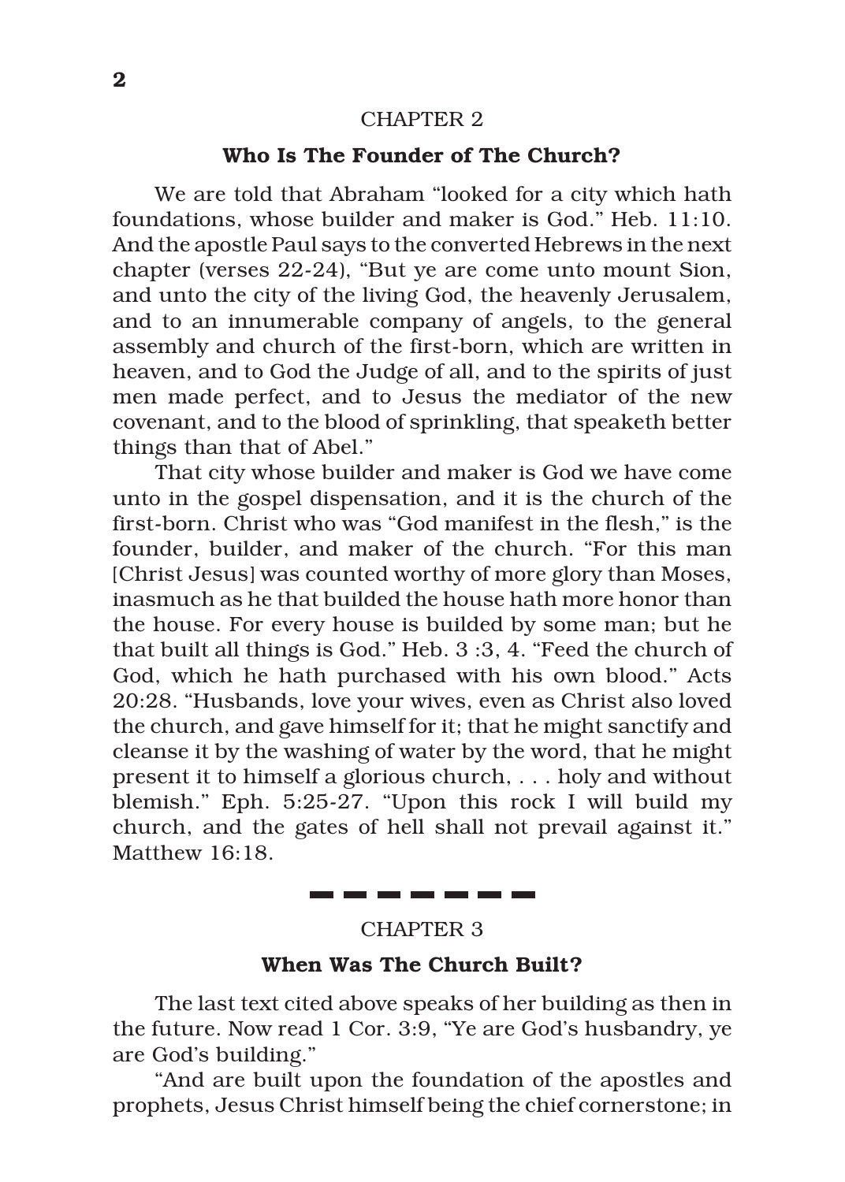## CHAPTER 2

### Who Is The Founder of The Church?

We are told that Abraham "looked for a city which hath foundations, whose builder and maker is God." Heb. 11:10. And the apostle Paul says to the converted Hebrews in the next chapter (verses 22-24), "But ye are come unto mount Sion, and unto the city of the living God, the heavenly Jerusalem, and to an innumerable company of angels, to the general assembly and church of the first-born, which are written in heaven, and to God the Judge of all, and to the spirits of just men made perfect, and to Jesus the mediator of the new covenant, and to the blood of sprinkling, that speaketh better things than that of Abel."

That city whose builder and maker is God we have come unto in the gospel dispensation, and it is the church of the first-born. Christ who was "God manifest in the flesh," is the founder, builder, and maker of the church. "For this man [Christ Jesus] was counted worthy of more glory than Moses, inasmuch as he that builded the house hath more honor than the house. For every house is builded by some man; but he that built all things is God." Heb. 3 :3, 4. "Feed the church of God, which he hath purchased with his own blood." Acts 20:28. "Husbands, love your wives, even as Christ also loved the church, and gave himself for it; that he might sanctify and cleanse it by the washing of water by the word, that he might present it to himself a glorious church, . . . holy and without blemish." Eph. 5:25-27. "Upon this rock I will build my church, and the gates of hell shall not prevail against it." Matthew 16:18.

---

## CHAPTER 3

### When Was The Church Built?

The last text cited above speaks of her building as then in the future. Now read 1 Cor. 3:9, "Ye are God's husbandry, ye are God's building."

"And are built upon the foundation of the apostles and prophets, Jesus Christ himself being the chief cornerstone; in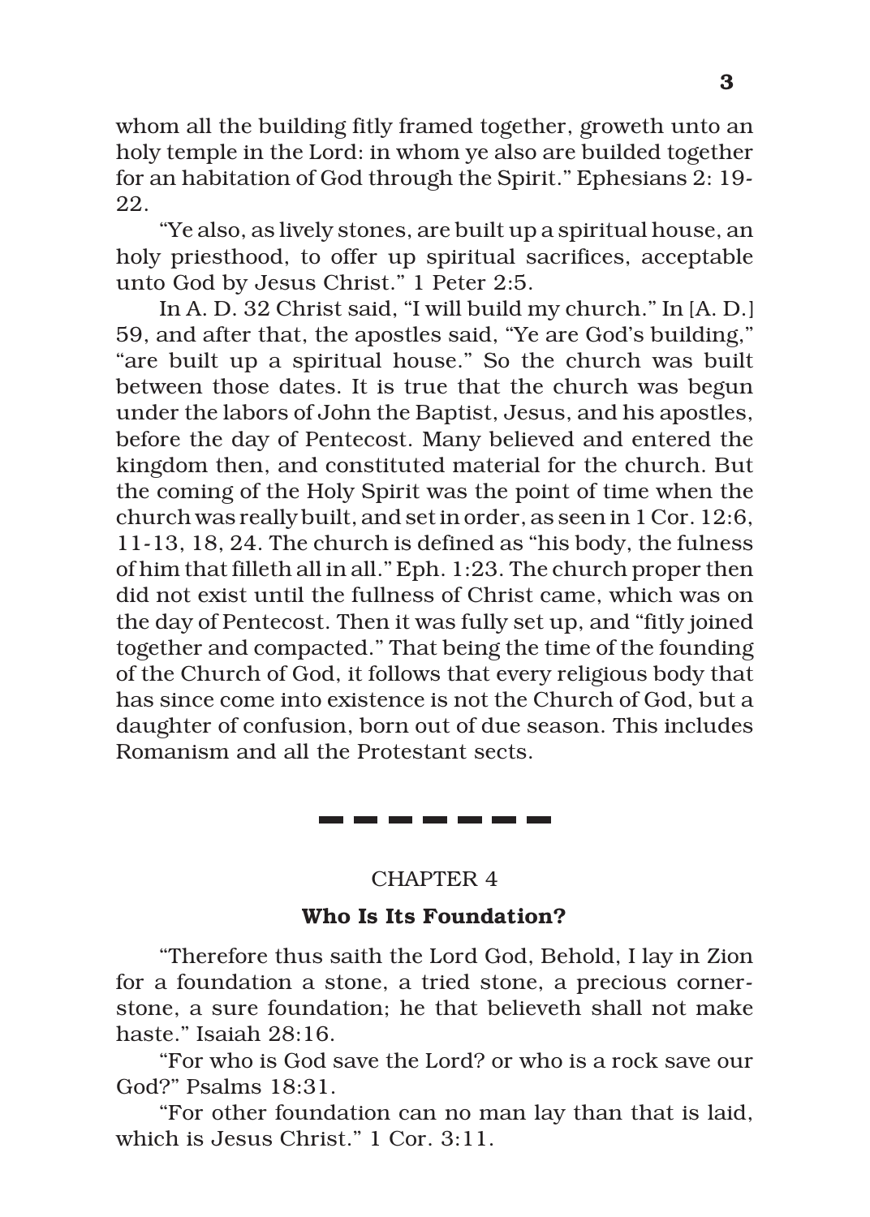whom all the building fitly framed together, groweth unto an holy temple in the Lord: in whom ye also are builded together for an habitation of God through the Spirit." Ephesians 2: 19-22.

"Ye also, as lively stones, are built up a spiritual house, an holy priesthood, to offer up spiritual sacrifices, acceptable unto God by Jesus Christ." 1 Peter 2:5.

In A. D. 32 Christ said, "I will build my church." In [A. D.] 59, and after that, the apostles said, "Ye are God's building," "are built up a spiritual house." So the church was built between those dates. It is true that the church was begun under the labors of John the Baptist, Jesus, and his apostles, before the day of Pentecost. Many believed and entered the kingdom then, and constituted material for the church. But the coming of the Holy Spirit was the point of time when the church was really built, and set in order, as seen in 1 Cor. 12:6, 11-13, 18, 24. The church is defined as "his body, the fulness of him that filleth all in all." Eph. 1:23. The church proper then did not exist until the fullness of Christ came, which was on the day of Pentecost. Then it was fully set up, and "fitly joined together and compacted." That being the time of the founding of the Church of God, it follows that every religious body that has since come into existence is not the Church of God, but a daughter of confusion, born out of due season. This includes Romanism and all the Protestant sects.

---

CHAPTER 4

## Who Is Its Foundation?

"Therefore thus saith the Lord God, Behold, I lay in Zion for a foundation a stone, a tried stone, a precious corner-stone, a sure foundation; he that believeth shall not make haste." Isaiah 28:16.

"For who is God save the Lord? or who is a rock save our God?" Psalms 18:31.

"For other foundation can no man lay than that is laid, which is Jesus Christ." 1 Cor. 3:11.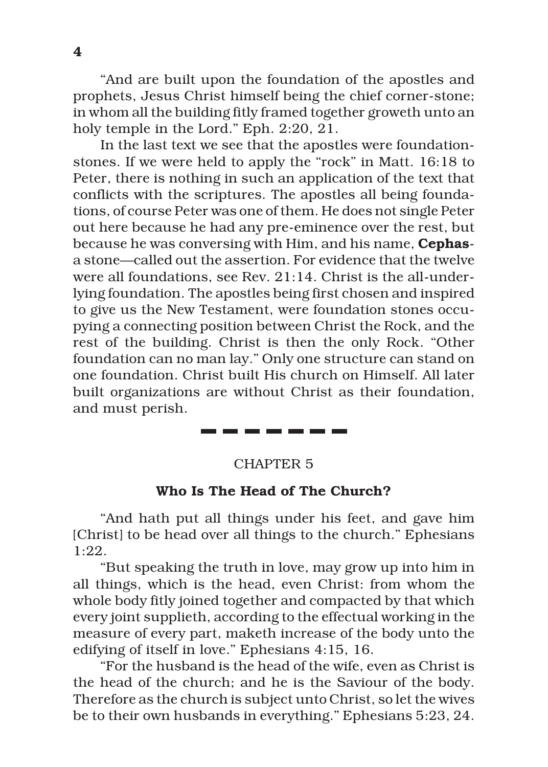"And are built upon the foundation of the apostles and prophets, Jesus Christ himself being the chief corner-stone; in whom all the building fitly framed together groweth unto an holy temple in the Lord." Eph. 2:20, 21.

In the last text we see that the apostles were foundation-stones. If we were held to apply the "rock" in Matt. 16:18 to Peter, there is nothing in such an application of the text that conflicts with the scriptures. The apostles all being foundations, of course Peter was one of them. He does not single Peter out here because he had any pre-eminence over the rest, but because he was conversing with Him, and his name, **Cephas**-a stone—called out the assertion. For evidence that the twelve were all foundations, see Rev. 21:14. Christ is the all-underlying foundation. The apostles being first chosen and inspired to give us the New Testament, were foundation stones occupying a connecting position between Christ the Rock, and the rest of the building. Christ is then the only Rock. "Other foundation can no man lay." Only one structure can stand on one foundation. Christ built His church on Himself. All later built organizations are without Christ as their foundation, and must perish.

---

## CHAPTER 5

### Who Is The Head of The Church?

"And hath put all things under his feet, and gave him [Christ] to be head over all things to the church." Ephesians 1:22.

"But speaking the truth in love, may grow up into him in all things, which is the head, even Christ: from whom the whole body fitly joined together and compacted by that which every joint supplieth, according to the effectual working in the measure of every part, maketh increase of the body unto the edifying of itself in love." Ephesians 4:15, 16.

"For the husband is the head of the wife, even as Christ is the head of the church; and he is the Saviour of the body. Therefore as the church is subject unto Christ, so let the wives be to their own husbands in everything." Ephesians 5:23, 24.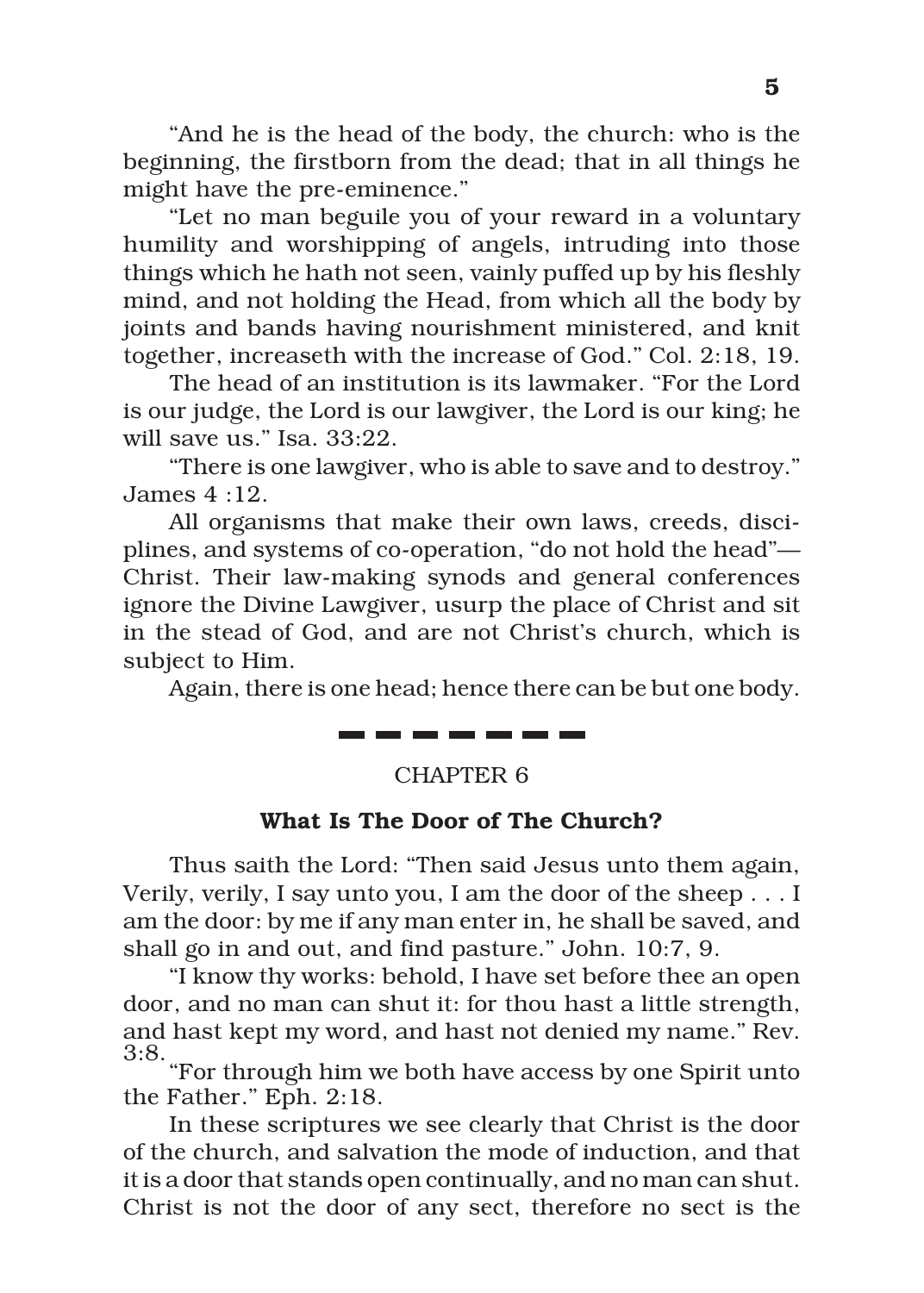"And he is the head of the body, the church: who is the beginning, the firstborn from the dead; that in all things he might have the pre-eminence."

"Let no man beguile you of your reward in a voluntary humility and worshipping of angels, intruding into those things which he hath not seen, vainly puffed up by his fleshly mind, and not holding the Head, from which all the body by joints and bands having nourishment ministered, and knit together, increaseth with the increase of God." Col. 2:18, 19.

The head of an institution is its lawmaker. "For the Lord is our judge, the Lord is our lawgiver, the Lord is our king; he will save us." Isa. 33:22.

"There is one lawgiver, who is able to save and to destroy." James 4 :12.

All organisms that make their own laws, creeds, disciplines, and systems of co-operation, "do not hold the head"—Christ. Their law-making synods and general conferences ignore the Divine Lawgiver, usurp the place of Christ and sit in the stead of God, and are not Christ's church, which is subject to Him.

Again, there is one head; hence there can be but one body.

---

CHAPTER 6

## What Is The Door of The Church?

Thus saith the Lord: "Then said Jesus unto them again, Verily, verily, I say unto you, I am the door of the sheep . . . I am the door: by me if any man enter in, he shall be saved, and shall go in and out, and find pasture." John. 10:7, 9.

"I know thy works: behold, I have set before thee an open door, and no man can shut it: for thou hast a little strength, and hast kept my word, and hast not denied my name." Rev. 3:8.

"For through him we both have access by one Spirit unto the Father." Eph. 2:18.

In these scriptures we see clearly that Christ is the door of the church, and salvation the mode of induction, and that it is a door that stands open continually, and no man can shut. Christ is not the door of any sect, therefore no sect is the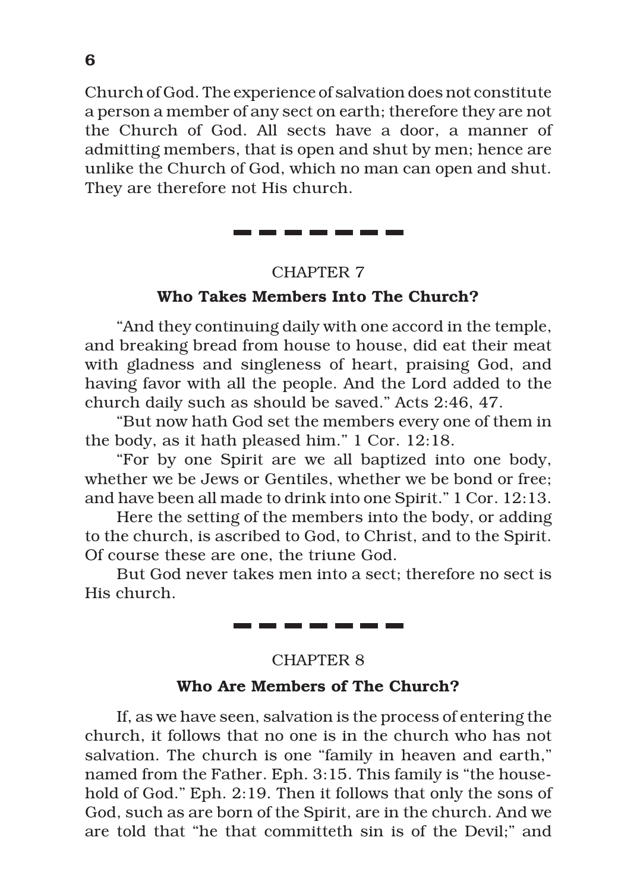Church of God. The experience of salvation does not constitute a person a member of any sect on earth; therefore they are not the Church of God. All sects have a door, a manner of admitting members, that is open and shut by men; hence are unlike the Church of God, which no man can open and shut. They are therefore not His church.

---

## CHAPTER 7

### Who Takes Members Into The Church?

"And they continuing daily with one accord in the temple, and breaking bread from house to house, did eat their meat with gladness and singleness of heart, praising God, and having favor with all the people. And the Lord added to the church daily such as should be saved." Acts 2:46, 47.

"But now hath God set the members every one of them in the body, as it hath pleased him." 1 Cor. 12:18.

"For by one Spirit are we all baptized into one body, whether we be Jews or Gentiles, whether we be bond or free; and have been all made to drink into one Spirit." 1 Cor. 12:13.

Here the setting of the members into the body, or adding to the church, is ascribed to God, to Christ, and to the Spirit. Of course these are one, the triune God.

But God never takes men into a sect; therefore no sect is His church.

---

## CHAPTER 8

### Who Are Members of The Church?

If, as we have seen, salvation is the process of entering the church, it follows that no one is in the church who has not salvation. The church is one "family in heaven and earth," named from the Father. Eph. 3:15. This family is "the household of God." Eph. 2:19. Then it follows that only the sons of God, such as are born of the Spirit, are in the church. And we are told that "he that committeth sin is of the Devil;" and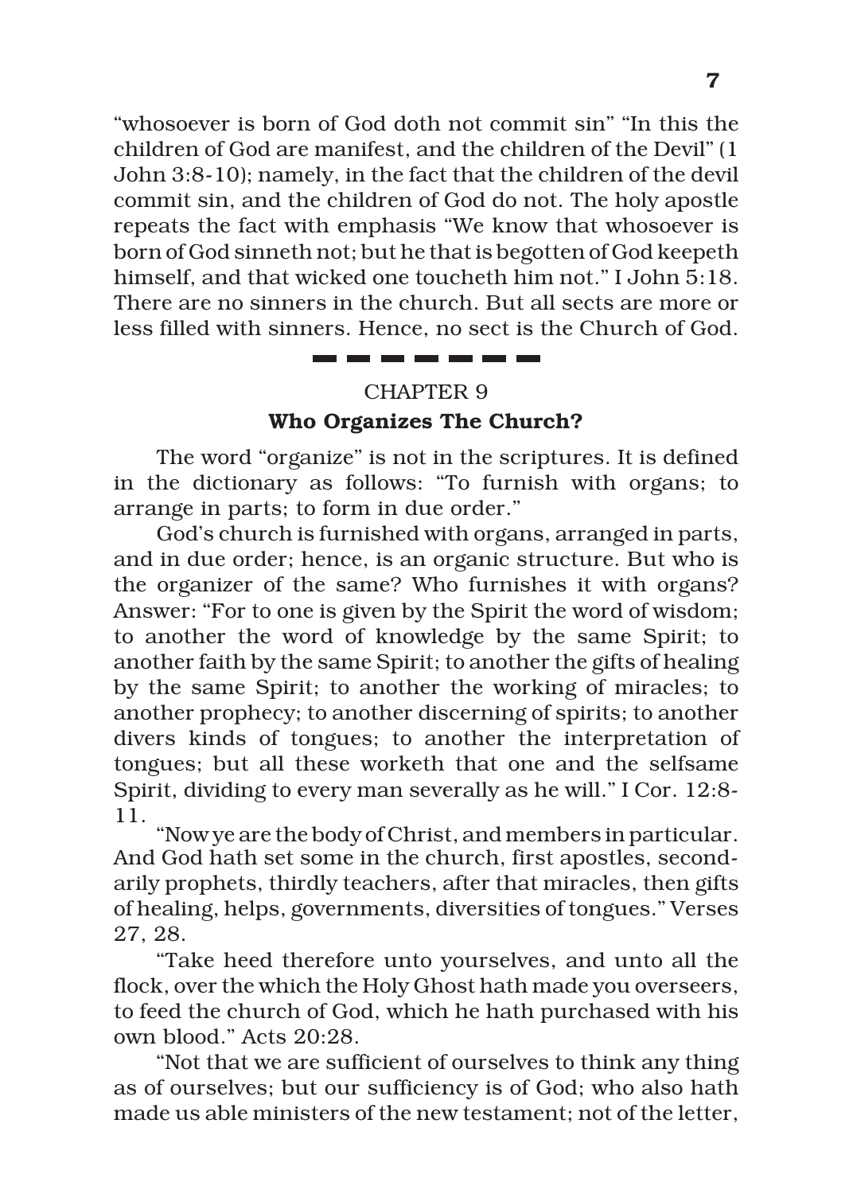"whosoever is born of God doth not commit sin" "In this the children of God are manifest, and the children of the Devil" (1 John 3:8-10); namely, in the fact that the children of the devil commit sin, and the children of God do not. The holy apostle repeats the fact with emphasis "We know that whosoever is born of God sinneth not; but he that is begotten of God keepeth himself, and that wicked one toucheth him not." I John 5:18. There are no sinners in the church. But all sects are more or less filled with sinners. Hence, no sect is the Church of God.

---

## CHAPTER 9

### Who Organizes The Church?

The word "organize" is not in the scriptures. It is defined in the dictionary as follows: "To furnish with organs; to arrange in parts; to form in due order."

God's church is furnished with organs, arranged in parts, and in due order; hence, is an organic structure. But who is the organizer of the same? Who furnishes it with organs? Answer: "For to one is given by the Spirit the word of wisdom; to another the word of knowledge by the same Spirit; to another faith by the same Spirit; to another the gifts of healing by the same Spirit; to another the working of miracles; to another prophecy; to another discerning of spirits; to another divers kinds of tongues; to another the interpretation of tongues; but all these worketh that one and the selfsame Spirit, dividing to every man severally as he will." I Cor. 12:8-11.

"Now ye are the body of Christ, and members in particular. And God hath set some in the church, first apostles, secondarily prophets, thirdly teachers, after that miracles, then gifts of healing, helps, governments, diversities of tongues." Verses 27, 28.

"Take heed therefore unto yourselves, and unto all the flock, over the which the Holy Ghost hath made you overseers, to feed the church of God, which he hath purchased with his own blood." Acts 20:28.

"Not that we are sufficient of ourselves to think any thing as of ourselves; but our sufficiency is of God; who also hath made us able ministers of the new testament; not of the letter,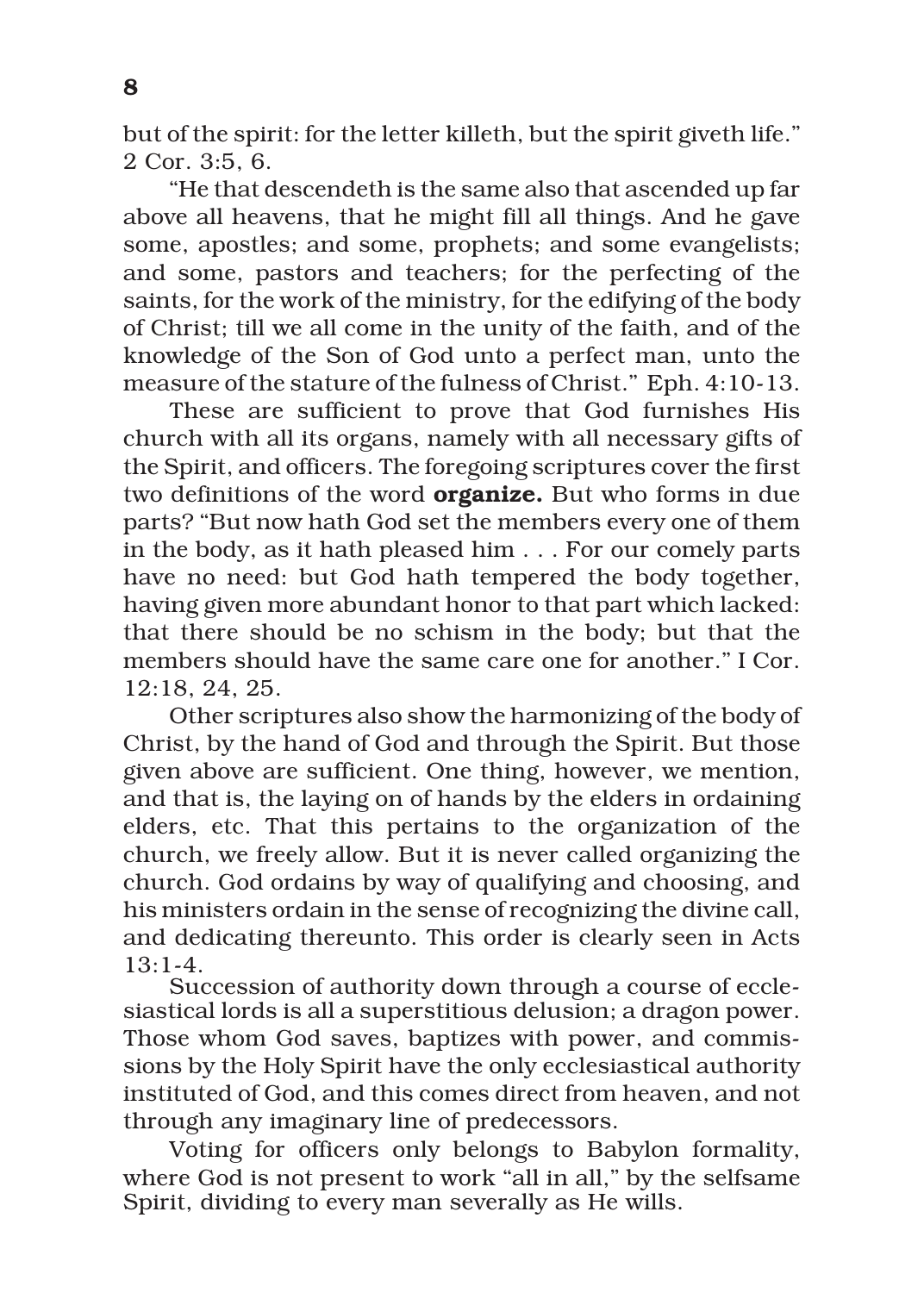but of the spirit: for the letter killeth, but the spirit giveth life." 2 Cor. 3:5, 6.

"He that descendeth is the same also that ascended up far above all heavens, that he might fill all things. And he gave some, apostles; and some, prophets; and some evangelists; and some, pastors and teachers; for the perfecting of the saints, for the work of the ministry, for the edifying of the body of Christ; till we all come in the unity of the faith, and of the knowledge of the Son of God unto a perfect man, unto the measure of the stature of the fulness of Christ." Eph. 4:10-13.

These are sufficient to prove that God furnishes His church with all its organs, namely with all necessary gifts of the Spirit, and officers. The foregoing scriptures cover the first two definitions of the word **organize.** But who forms in due parts? "But now hath God set the members every one of them in the body, as it hath pleased him . . . For our comely parts have no need: but God hath tempered the body together, having given more abundant honor to that part which lacked: that there should be no schism in the body; but that the members should have the same care one for another." I Cor. 12:18, 24, 25.

Other scriptures also show the harmonizing of the body of Christ, by the hand of God and through the Spirit. But those given above are sufficient. One thing, however, we mention, and that is, the laying on of hands by the elders in ordaining elders, etc. That this pertains to the organization of the church, we freely allow. But it is never called organizing the church. God ordains by way of qualifying and choosing, and his ministers ordain in the sense of recognizing the divine call, and dedicating thereunto. This order is clearly seen in Acts 13:1-4.

Succession of authority down through a course of ecclesiastical lords is all a superstitious delusion; a dragon power. Those whom God saves, baptizes with power, and commissions by the Holy Spirit have the only ecclesiastical authority instituted of God, and this comes direct from heaven, and not through any imaginary line of predecessors.

Voting for officers only belongs to Babylon formality, where God is not present to work "all in all," by the selfsame Spirit, dividing to every man severally as He wills.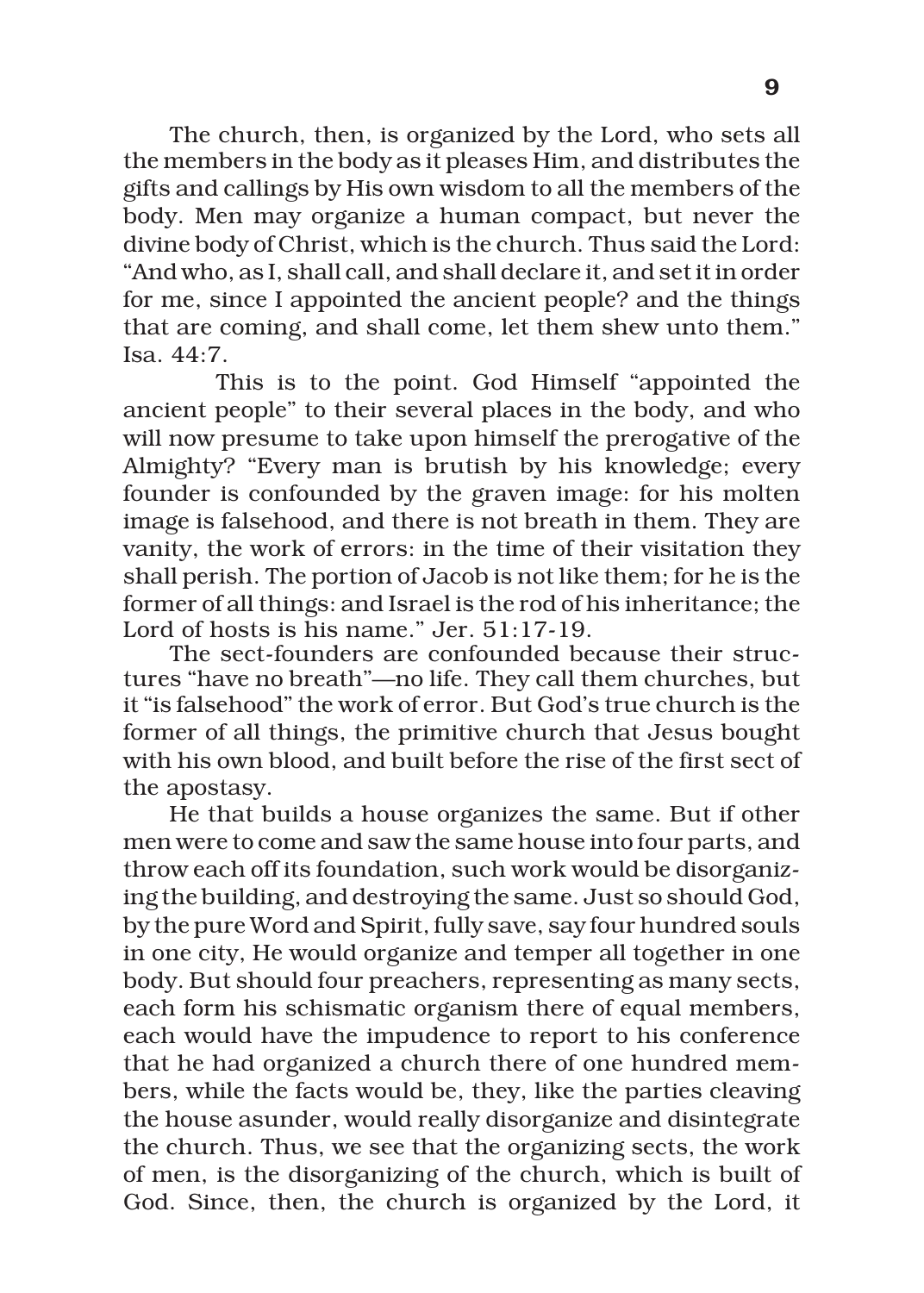The church, then, is organized by the Lord, who sets all the members in the body as it pleases Him, and distributes the gifts and callings by His own wisdom to all the members of the body. Men may organize a human compact, but never the divine body of Christ, which is the church. Thus said the Lord: "And who, as I, shall call, and shall declare it, and set it in order for me, since I appointed the ancient people? and the things that are coming, and shall come, let them shew unto them." Isa. 44:7.

This is to the point. God Himself "appointed the ancient people" to their several places in the body, and who will now presume to take upon himself the prerogative of the Almighty? "Every man is brutish by his knowledge; every founder is confounded by the graven image: for his molten image is falsehood, and there is not breath in them. They are vanity, the work of errors: in the time of their visitation they shall perish. The portion of Jacob is not like them; for he is the former of all things: and Israel is the rod of his inheritance; the Lord of hosts is his name." Jer. 51:17-19.

The sect-founders are confounded because their structures "have no breath"—no life. They call them churches, but it "is falsehood" the work of error. But God's true church is the former of all things, the primitive church that Jesus bought with his own blood, and built before the rise of the first sect of the apostasy.

He that builds a house organizes the same. But if other men were to come and saw the same house into four parts, and throw each off its foundation, such work would be disorganizing the building, and destroying the same. Just so should God, by the pure Word and Spirit, fully save, say four hundred souls in one city, He would organize and temper all together in one body. But should four preachers, representing as many sects, each form his schismatic organism there of equal members, each would have the impudence to report to his conference that he had organized a church there of one hundred members, while the facts would be, they, like the parties cleaving the house asunder, would really disorganize and disintegrate the church. Thus, we see that the organizing sects, the work of men, is the disorganizing of the church, which is built of God. Since, then, the church is organized by the Lord, it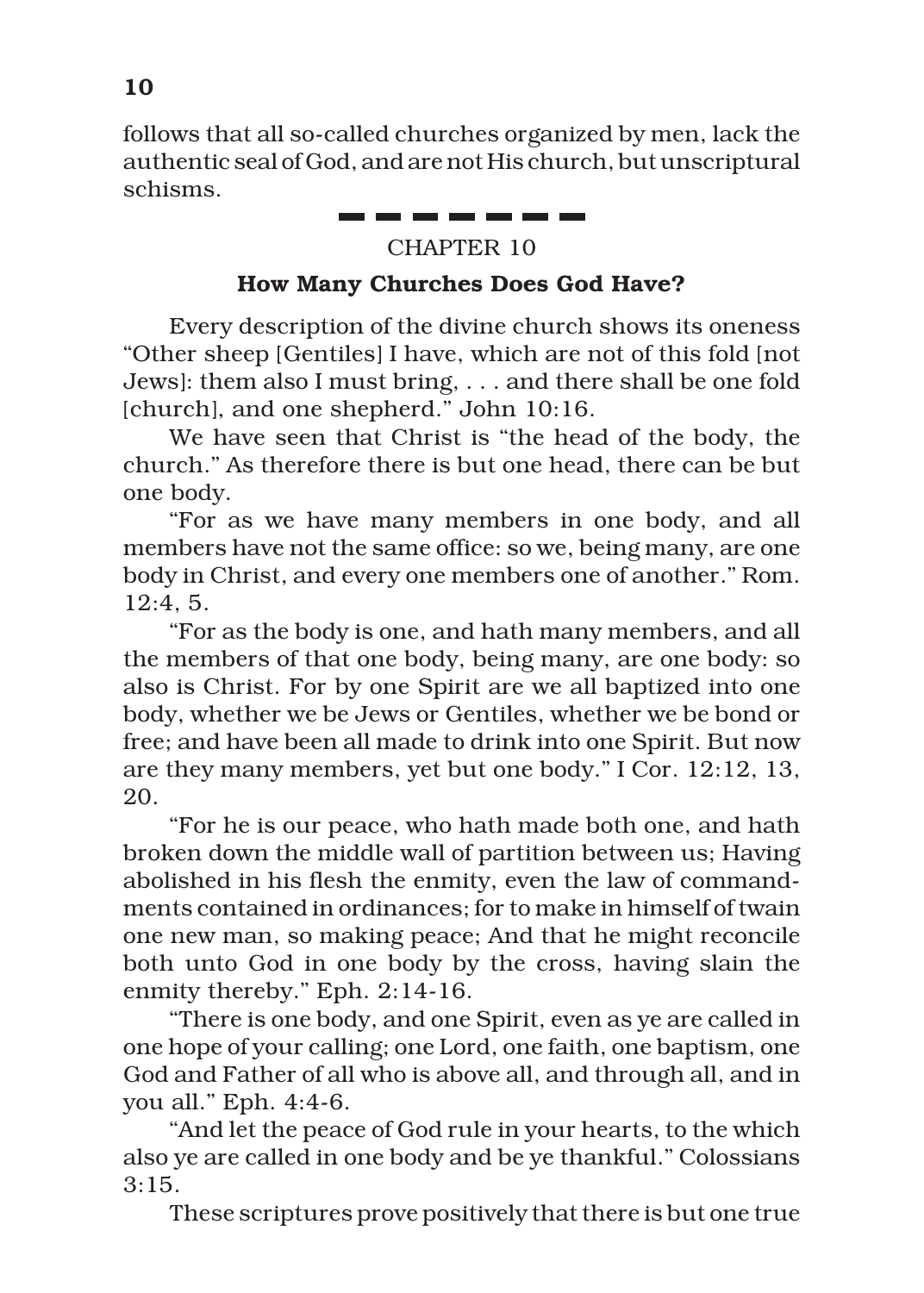follows that all so-called churches organized by men, lack the authentic seal of God, and are not His church, but unscriptural schisms.

---

CHAPTER 10

## How Many Churches Does God Have?

Every description of the divine church shows its oneness "Other sheep [Gentiles] I have, which are not of this fold [not Jews]: them also I must bring, . . . and there shall be one fold [church], and one shepherd." John 10:16.

We have seen that Christ is "the head of the body, the church." As therefore there is but one head, there can be but one body.

"For as we have many members in one body, and all members have not the same office: so we, being many, are one body in Christ, and every one members one of another." Rom. 12:4, 5.

"For as the body is one, and hath many members, and all the members of that one body, being many, are one body: so also is Christ. For by one Spirit are we all baptized into one body, whether we be Jews or Gentiles, whether we be bond or free; and have been all made to drink into one Spirit. But now are they many members, yet but one body." I Cor. 12:12, 13, 20.

"For he is our peace, who hath made both one, and hath broken down the middle wall of partition between us; Having abolished in his flesh the enmity, even the law of commandments contained in ordinances; for to make in himself of twain one new man, so making peace; And that he might reconcile both unto God in one body by the cross, having slain the enmity thereby." Eph. 2:14-16.

"There is one body, and one Spirit, even as ye are called in one hope of your calling; one Lord, one faith, one baptism, one God and Father of all who is above all, and through all, and in you all." Eph. 4:4-6.

"And let the peace of God rule in your hearts, to the which also ye are called in one body and be ye thankful." Colossians 3:15.

These scriptures prove positively that there is but one true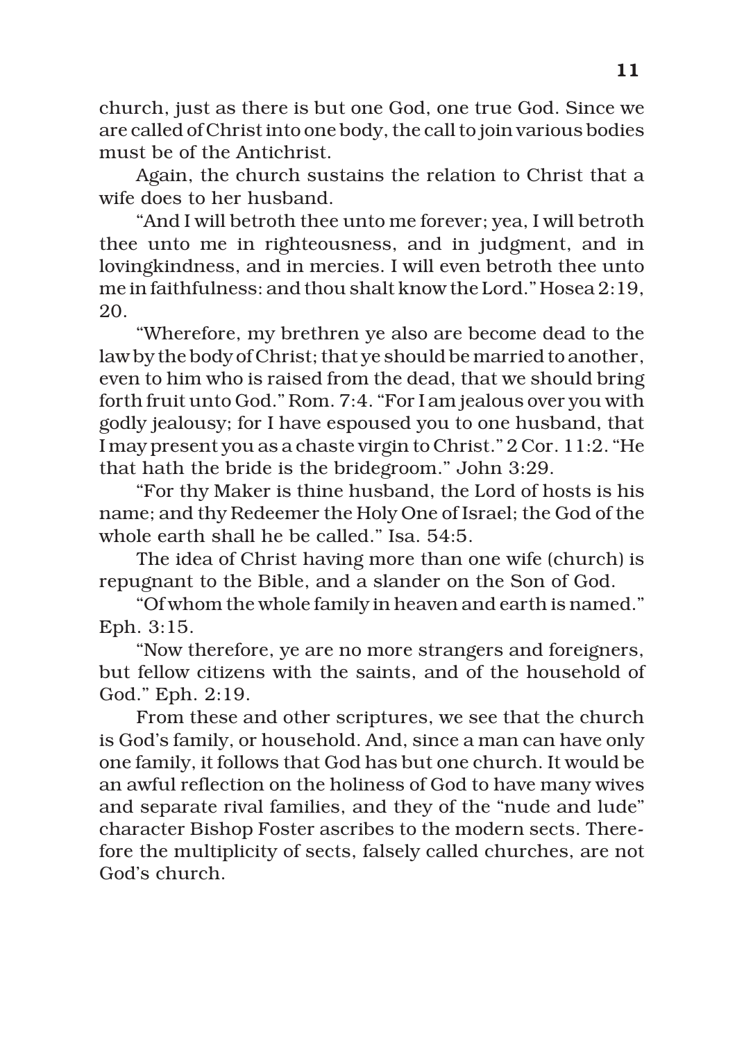church, just as there is but one God, one true God. Since we are called of Christ into one body, the call to join various bodies must be of the Antichrist.

Again, the church sustains the relation to Christ that a wife does to her husband.

"And I will betroth thee unto me forever; yea, I will betroth thee unto me in righteousness, and in judgment, and in lovingkindness, and in mercies. I will even betroth thee unto me in faithfulness: and thou shalt know the Lord." Hosea 2:19, 20.

"Wherefore, my brethren ye also are become dead to the law by the body of Christ; that ye should be married to another, even to him who is raised from the dead, that we should bring forth fruit unto God." Rom. 7:4. "For I am jealous over you with godly jealousy; for I have espoused you to one husband, that I may present you as a chaste virgin to Christ." 2 Cor. 11:2. "He that hath the bride is the bridegroom." John 3:29.

"For thy Maker is thine husband, the Lord of hosts is his name; and thy Redeemer the Holy One of Israel; the God of the whole earth shall he be called." Isa. 54:5.

The idea of Christ having more than one wife (church) is repugnant to the Bible, and a slander on the Son of God.

"Of whom the whole family in heaven and earth is named." Eph. 3:15.

"Now therefore, ye are no more strangers and foreigners, but fellow citizens with the saints, and of the household of God." Eph. 2:19.

From these and other scriptures, we see that the church is God's family, or household. And, since a man can have only one family, it follows that God has but one church. It would be an awful reflection on the holiness of God to have many wives and separate rival families, and they of the "nude and lude" character Bishop Foster ascribes to the modern sects. Therefore the multiplicity of sects, falsely called churches, are not God's church.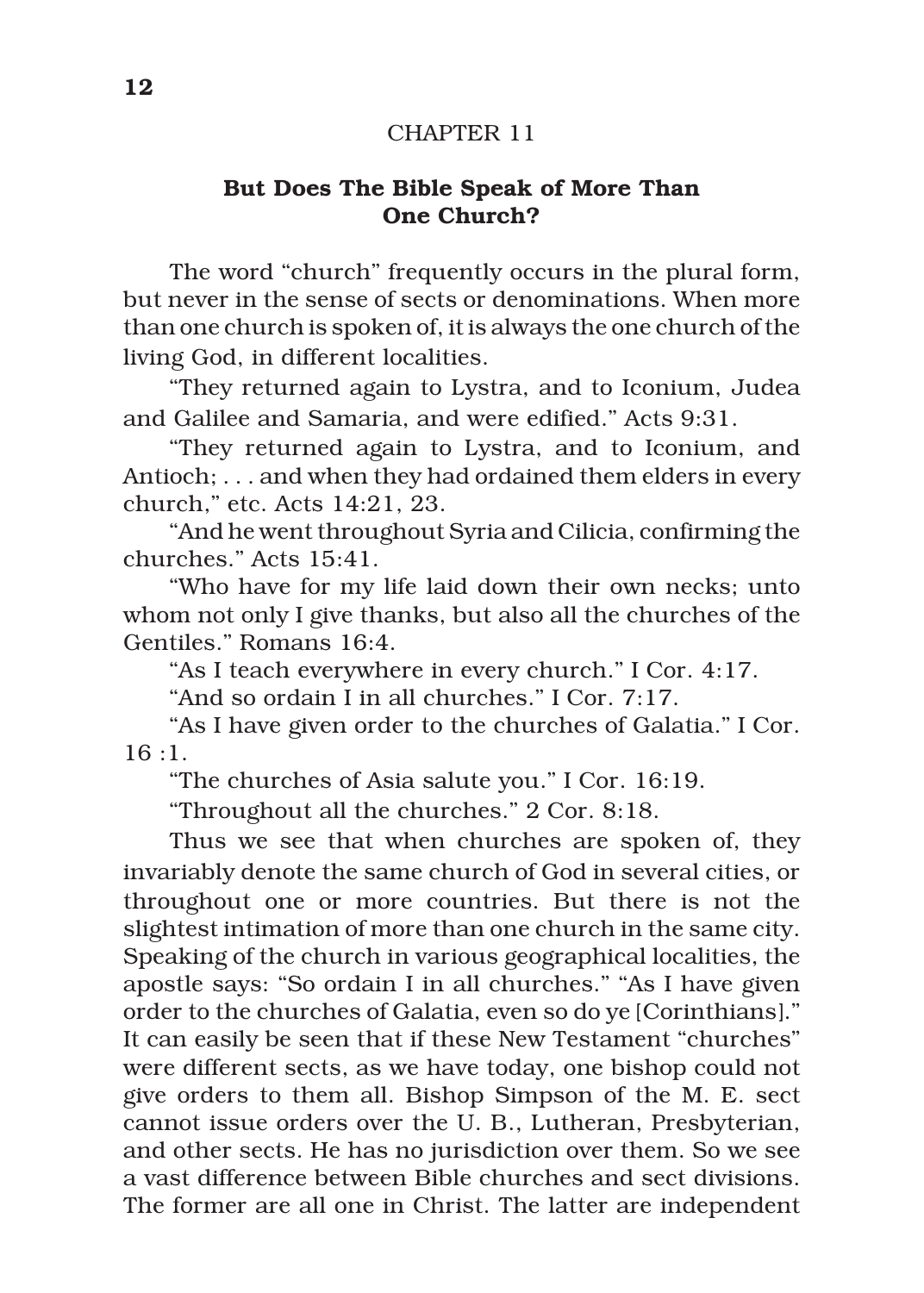CHAPTER 11

## But Does The Bible Speak of More Than One Church?

The word "church" frequently occurs in the plural form, but never in the sense of sects or denominations. When more than one church is spoken of, it is always the one church of the living God, in different localities.

"They returned again to Lystra, and to Iconium, Judea and Galilee and Samaria, and were edified." Acts 9:31.

"They returned again to Lystra, and to Iconium, and Antioch; . . . and when they had ordained them elders in every church," etc. Acts 14:21, 23.

"And he went throughout Syria and Cilicia, confirming the churches." Acts 15:41.

"Who have for my life laid down their own necks; unto whom not only I give thanks, but also all the churches of the Gentiles." Romans 16:4.

"As I teach everywhere in every church." I Cor. 4:17.

"And so ordain I in all churches." I Cor. 7:17.

"As I have given order to the churches of Galatia." I Cor. 16 :1.

"The churches of Asia salute you." I Cor. 16:19.

"Throughout all the churches." 2 Cor. 8:18.

Thus we see that when churches are spoken of, they invariably denote the same church of God in several cities, or throughout one or more countries. But there is not the slightest intimation of more than one church in the same city. Speaking of the church in various geographical localities, the apostle says: "So ordain I in all churches." "As I have given order to the churches of Galatia, even so do ye [Corinthians]." It can easily be seen that if these New Testament "churches" were different sects, as we have today, one bishop could not give orders to them all. Bishop Simpson of the M. E. sect cannot issue orders over the U. B., Lutheran, Presbyterian, and other sects. He has no jurisdiction over them. So we see a vast difference between Bible churches and sect divisions. The former are all one in Christ. The latter are independent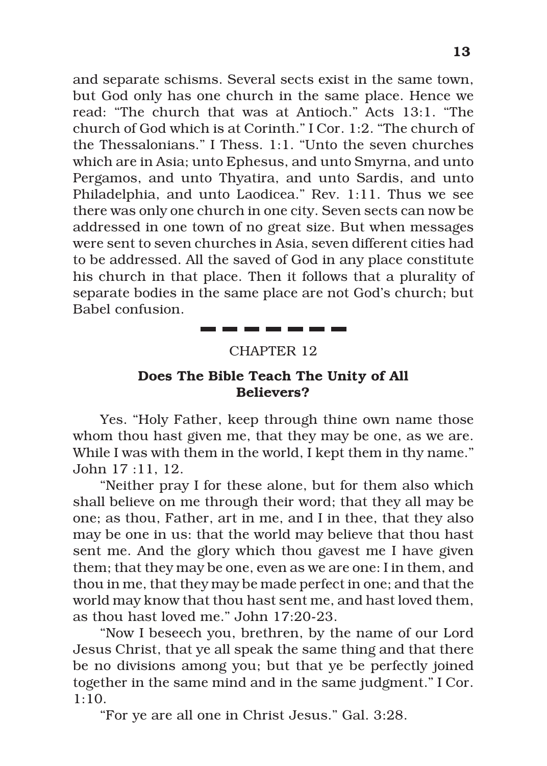and separate schisms. Several sects exist in the same town, but God only has one church in the same place. Hence we read: "The church that was at Antioch." Acts 13:1. "The church of God which is at Corinth." I Cor. 1:2. "The church of the Thessalonians." I Thess. 1:1. "Unto the seven churches which are in Asia; unto Ephesus, and unto Smyrna, and unto Pergamos, and unto Thyatira, and unto Sardis, and unto Philadelphia, and unto Laodicea." Rev. 1:11. Thus we see there was only one church in one city. Seven sects can now be addressed in one town of no great size. But when messages were sent to seven churches in Asia, seven different cities had to be addressed. All the saved of God in any place constitute his church in that place. Then it follows that a plurality of separate bodies in the same place are not God's church; but Babel confusion.

---

CHAPTER 12

## Does The Bible Teach The Unity of All Believers?

Yes. "Holy Father, keep through thine own name those whom thou hast given me, that they may be one, as we are. While I was with them in the world, I kept them in thy name." John 17 :11, 12.

"Neither pray I for these alone, but for them also which shall believe on me through their word; that they all may be one; as thou, Father, art in me, and I in thee, that they also may be one in us: that the world may believe that thou hast sent me. And the glory which thou gavest me I have given them; that they may be one, even as we are one: I in them, and thou in me, that they may be made perfect in one; and that the world may know that thou hast sent me, and hast loved them, as thou hast loved me." John 17:20-23.

"Now I beseech you, brethren, by the name of our Lord Jesus Christ, that ye all speak the same thing and that there be no divisions among you; but that ye be perfectly joined together in the same mind and in the same judgment." I Cor. 1:10.

"For ye are all one in Christ Jesus." Gal. 3:28.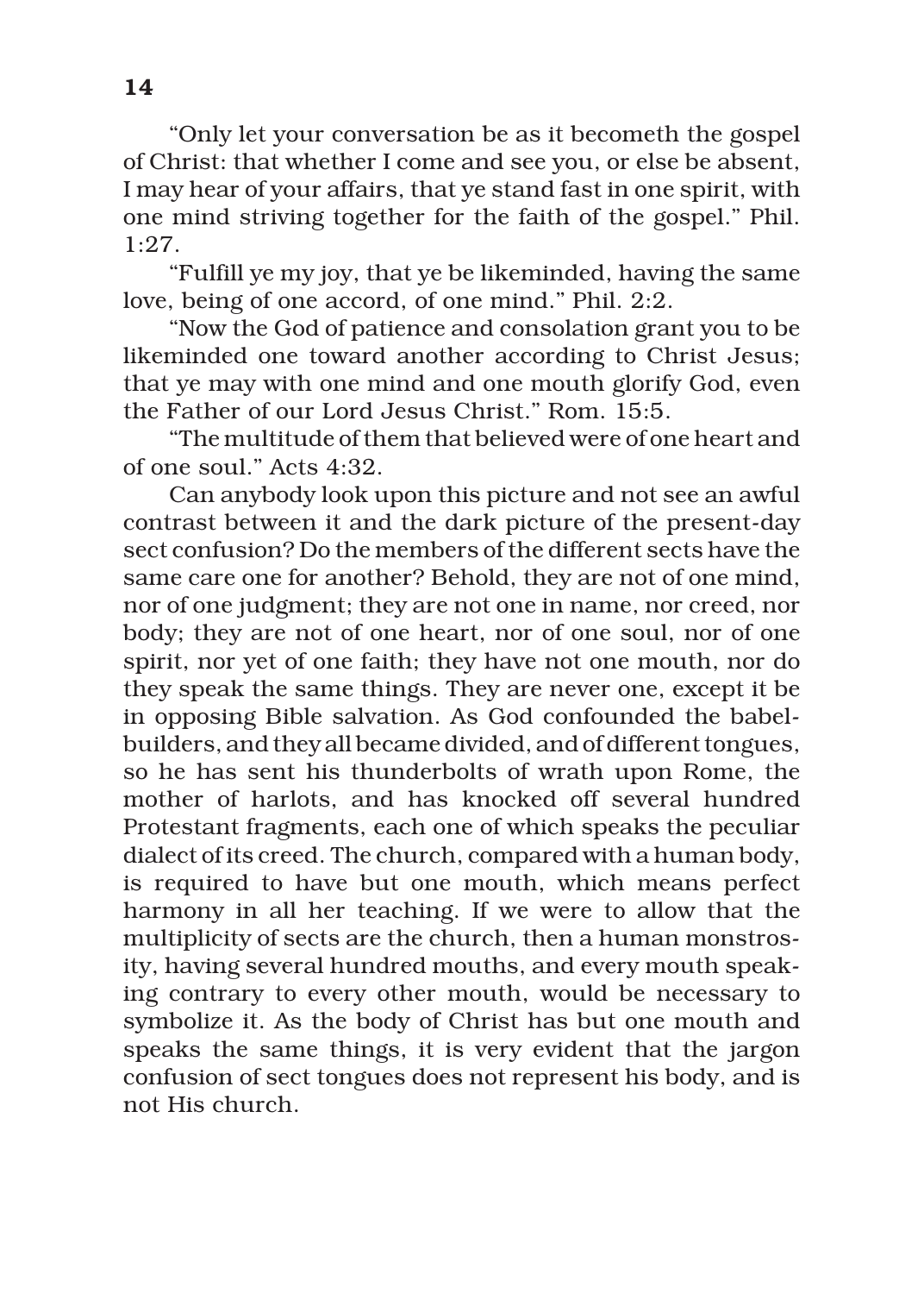"Only let your conversation be as it becometh the gospel of Christ: that whether I come and see you, or else be absent, I may hear of your affairs, that ye stand fast in one spirit, with one mind striving together for the faith of the gospel." Phil. 1:27.

"Fulfill ye my joy, that ye be likeminded, having the same love, being of one accord, of one mind." Phil. 2:2.

"Now the God of patience and consolation grant you to be likeminded one toward another according to Christ Jesus; that ye may with one mind and one mouth glorify God, even the Father of our Lord Jesus Christ." Rom. 15:5.

"The multitude of them that believed were of one heart and of one soul." Acts 4:32.

Can anybody look upon this picture and not see an awful contrast between it and the dark picture of the present-day sect confusion? Do the members of the different sects have the same care one for another? Behold, they are not of one mind, nor of one judgment; they are not one in name, nor creed, nor body; they are not of one heart, nor of one soul, nor of one spirit, nor yet of one faith; they have not one mouth, nor do they speak the same things. They are never one, except it be in opposing Bible salvation. As God confounded the babel-builders, and they all became divided, and of different tongues, so he has sent his thunderbolts of wrath upon Rome, the mother of harlots, and has knocked off several hundred Protestant fragments, each one of which speaks the peculiar dialect of its creed. The church, compared with a human body, is required to have but one mouth, which means perfect harmony in all her teaching. If we were to allow that the multiplicity of sects are the church, then a human monstrosity, having several hundred mouths, and every mouth speaking contrary to every other mouth, would be necessary to symbolize it. As the body of Christ has but one mouth and speaks the same things, it is very evident that the jargon confusion of sect tongues does not represent his body, and is not His church.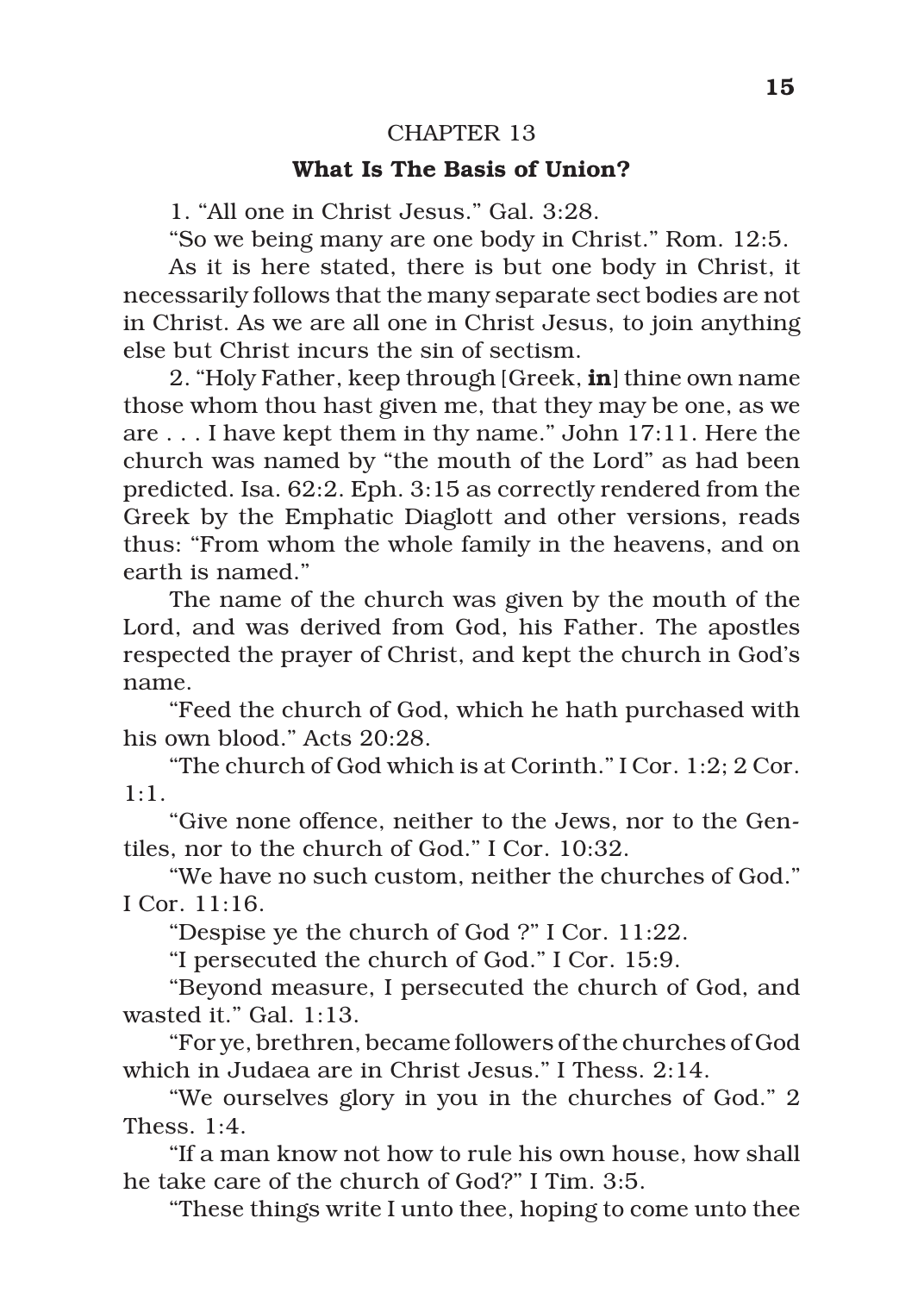CHAPTER 13

## What Is The Basis of Union?

1. "All one in Christ Jesus." Gal. 3:28.

"So we being many are one body in Christ." Rom. 12:5.

As it is here stated, there is but one body in Christ, it necessarily follows that the many separate sect bodies are not in Christ. As we are all one in Christ Jesus, to join anything else but Christ incurs the sin of sectism.

2. "Holy Father, keep through [Greek, **in**] thine own name those whom thou hast given me, that they may be one, as we are . . . I have kept them in thy name." John 17:11. Here the church was named by "the mouth of the Lord" as had been predicted. Isa. 62:2. Eph. 3:15 as correctly rendered from the Greek by the Emphatic Diaglott and other versions, reads thus: "From whom the whole family in the heavens, and on earth is named."

The name of the church was given by the mouth of the Lord, and was derived from God, his Father. The apostles respected the prayer of Christ, and kept the church in God's name.

"Feed the church of God, which he hath purchased with his own blood." Acts 20:28.

"The church of God which is at Corinth." I Cor. 1:2; 2 Cor. 1:1.

"Give none offence, neither to the Jews, nor to the Gentiles, nor to the church of God." I Cor. 10:32.

"We have no such custom, neither the churches of God." I Cor. 11:16.

"Despise ye the church of God ?" I Cor. 11:22.

"I persecuted the church of God." I Cor. 15:9.

"Beyond measure, I persecuted the church of God, and wasted it." Gal. 1:13.

"For ye, brethren, became followers of the churches of God which in Judaea are in Christ Jesus." I Thess. 2:14.

"We ourselves glory in you in the churches of God." 2 Thess. 1:4.

"If a man know not how to rule his own house, how shall he take care of the church of God?" I Tim. 3:5.

"These things write I unto thee, hoping to come unto thee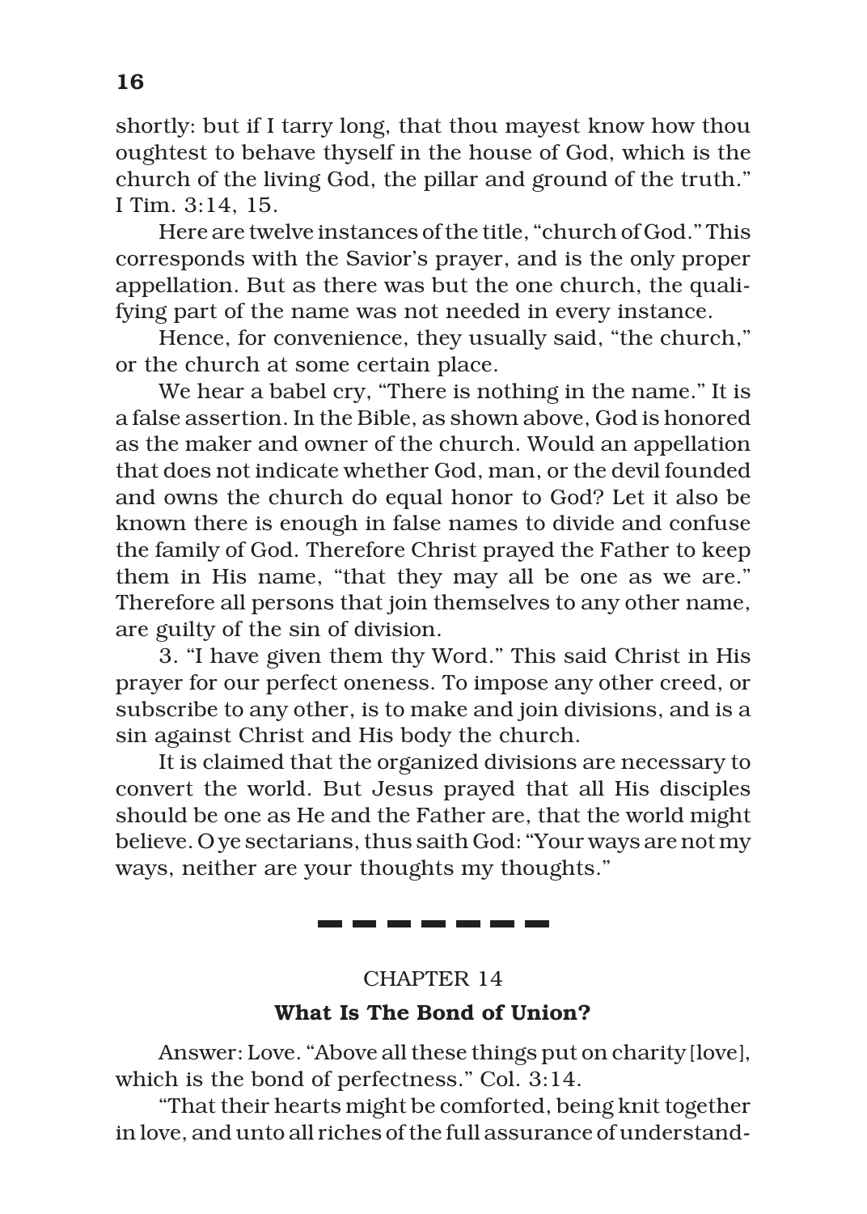shortly: but if I tarry long, that thou mayest know how thou oughtest to behave thyself in the house of God, which is the church of the living God, the pillar and ground of the truth." I Tim. 3:14, 15.

Here are twelve instances of the title, "church of God." This corresponds with the Savior's prayer, and is the only proper appellation. But as there was but the one church, the qualifying part of the name was not needed in every instance.

Hence, for convenience, they usually said, "the church," or the church at some certain place.

We hear a babel cry, "There is nothing in the name." It is a false assertion. In the Bible, as shown above, God is honored as the maker and owner of the church. Would an appellation that does not indicate whether God, man, or the devil founded and owns the church do equal honor to God? Let it also be known there is enough in false names to divide and confuse the family of God. Therefore Christ prayed the Father to keep them in His name, "that they may all be one as we are." Therefore all persons that join themselves to any other name, are guilty of the sin of division.

3. "I have given them thy Word." This said Christ in His prayer for our perfect oneness. To impose any other creed, or subscribe to any other, is to make and join divisions, and is a sin against Christ and His body the church.

It is claimed that the organized divisions are necessary to convert the world. But Jesus prayed that all His disciples should be one as He and the Father are, that the world might believe. O ye sectarians, thus saith God: "Your ways are not my ways, neither are your thoughts my thoughts."

---

CHAPTER 14

## What Is The Bond of Union?

Answer: Love. "Above all these things put on charity [love], which is the bond of perfectness." Col. 3:14.

"That their hearts might be comforted, being knit together in love, and unto all riches of the full assurance of understand-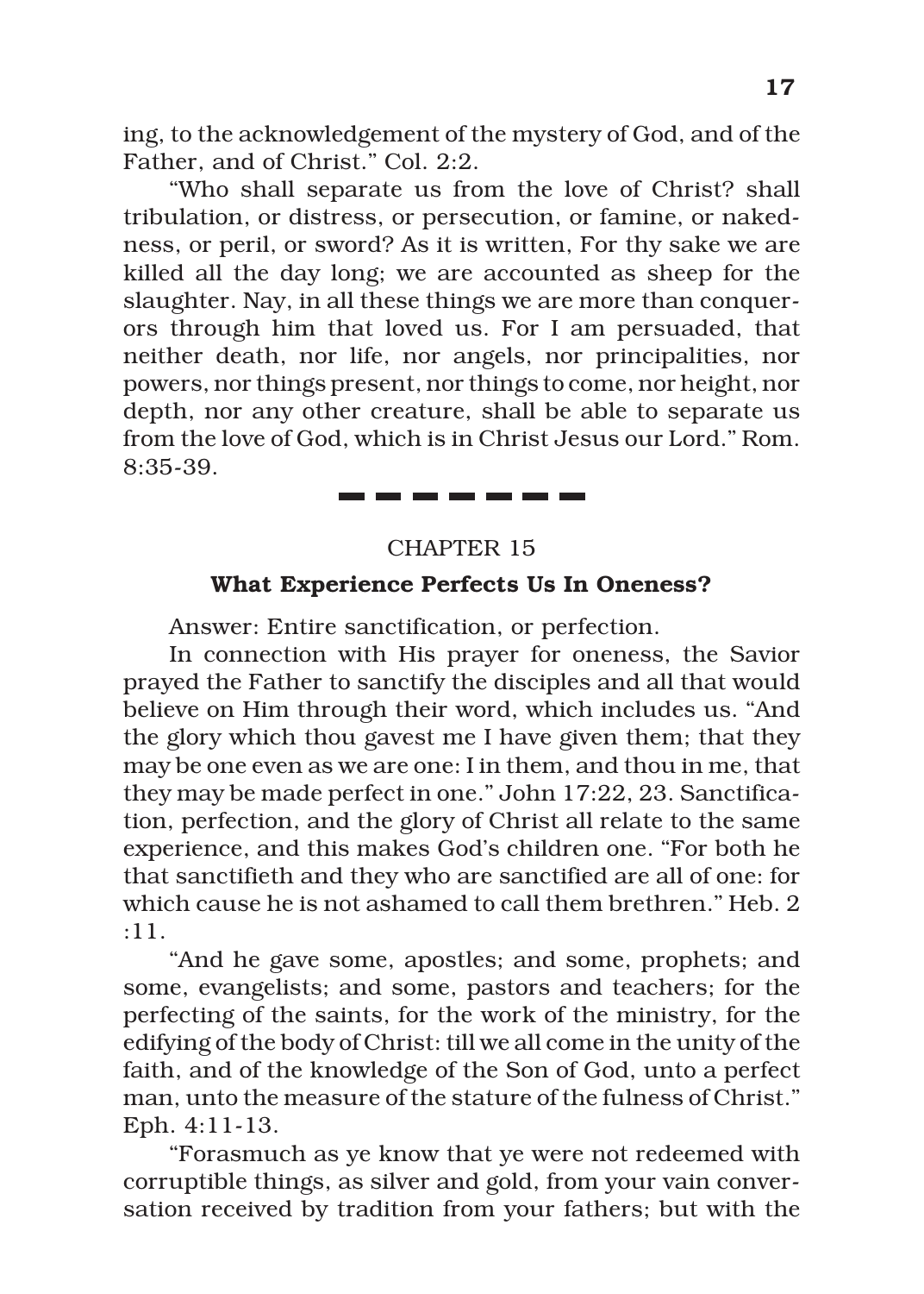ing, to the acknowledgement of the mystery of God, and of the Father, and of Christ." Col. 2:2.

"Who shall separate us from the love of Christ? shall tribulation, or distress, or persecution, or famine, or nakedness, or peril, or sword? As it is written, For thy sake we are killed all the day long; we are accounted as sheep for the slaughter. Nay, in all these things we are more than conquerors through him that loved us. For I am persuaded, that neither death, nor life, nor angels, nor principalities, nor powers, nor things present, nor things to come, nor height, nor depth, nor any other creature, shall be able to separate us from the love of God, which is in Christ Jesus our Lord." Rom. 8:35-39.

---

## CHAPTER 15

### What Experience Perfects Us In Oneness?

Answer: Entire sanctification, or perfection.

In connection with His prayer for oneness, the Savior prayed the Father to sanctify the disciples and all that would believe on Him through their word, which includes us. "And the glory which thou gavest me I have given them; that they may be one even as we are one: I in them, and thou in me, that they may be made perfect in one." John 17:22, 23. Sanctification, perfection, and the glory of Christ all relate to the same experience, and this makes God's children one. "For both he that sanctifieth and they who are sanctified are all of one: for which cause he is not ashamed to call them brethren." Heb. 2 :11.

"And he gave some, apostles; and some, prophets; and some, evangelists; and some, pastors and teachers; for the perfecting of the saints, for the work of the ministry, for the edifying of the body of Christ: till we all come in the unity of the faith, and of the knowledge of the Son of God, unto a perfect man, unto the measure of the stature of the fulness of Christ." Eph. 4:11-13.

"Forasmuch as ye know that ye were not redeemed with corruptible things, as silver and gold, from your vain conversation received by tradition from your fathers; but with the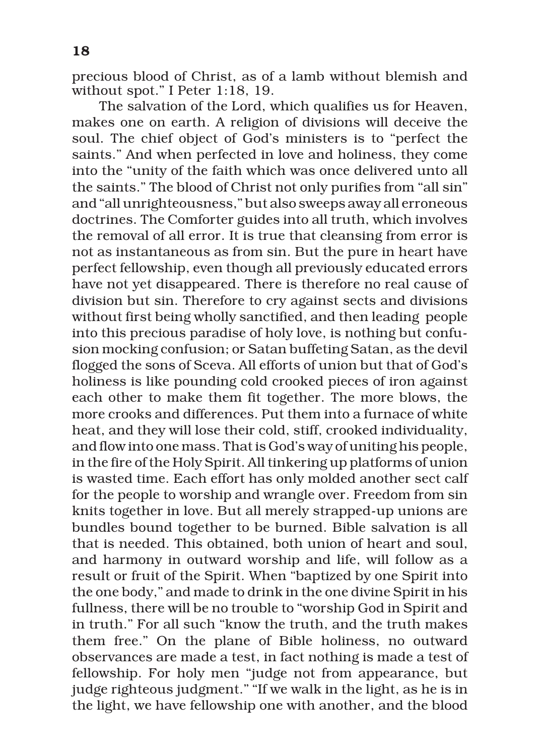precious blood of Christ, as of a lamb without blemish and without spot." I Peter 1:18, 19.

The salvation of the Lord, which qualifies us for Heaven, makes one on earth. A religion of divisions will deceive the soul. The chief object of God's ministers is to "perfect the saints." And when perfected in love and holiness, they come into the "unity of the faith which was once delivered unto all the saints." The blood of Christ not only purifies from "all sin" and "all unrighteousness," but also sweeps away all erroneous doctrines. The Comforter guides into all truth, which involves the removal of all error. It is true that cleansing from error is not as instantaneous as from sin. But the pure in heart have perfect fellowship, even though all previously educated errors have not yet disappeared. There is therefore no real cause of division but sin. Therefore to cry against sects and divisions without first being wholly sanctified, and then leading people into this precious paradise of holy love, is nothing but confusion mocking confusion; or Satan buffeting Satan, as the devil flogged the sons of Sceva. All efforts of union but that of God's holiness is like pounding cold crooked pieces of iron against each other to make them fit together. The more blows, the more crooks and differences. Put them into a furnace of white heat, and they will lose their cold, stiff, crooked individuality, and flow into one mass. That is God's way of uniting his people, in the fire of the Holy Spirit. All tinkering up platforms of union is wasted time. Each effort has only molded another sect calf for the people to worship and wrangle over. Freedom from sin knits together in love. But all merely strapped-up unions are bundles bound together to be burned. Bible salvation is all that is needed. This obtained, both union of heart and soul, and harmony in outward worship and life, will follow as a result or fruit of the Spirit. When "baptized by one Spirit into the one body," and made to drink in the one divine Spirit in his fullness, there will be no trouble to "worship God in Spirit and in truth." For all such "know the truth, and the truth makes them free." On the plane of Bible holiness, no outward observances are made a test, in fact nothing is made a test of fellowship. For holy men "judge not from appearance, but judge righteous judgment." "If we walk in the light, as he is in the light, we have fellowship one with another, and the blood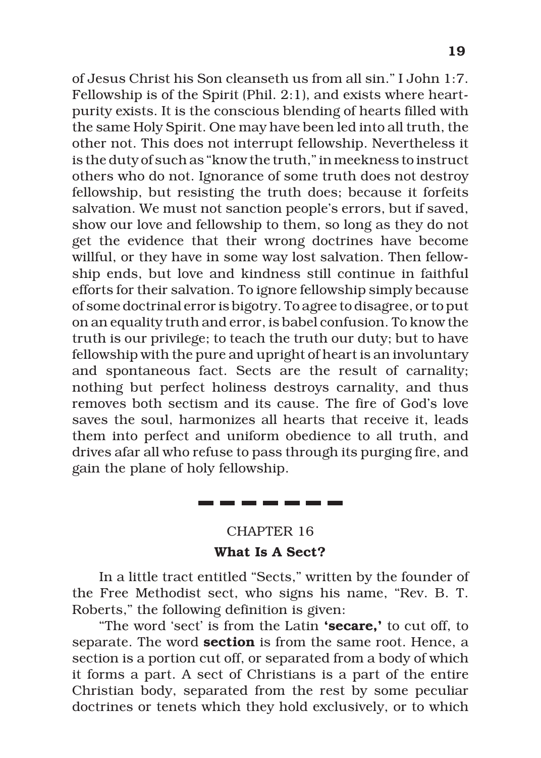of Jesus Christ his Son cleanseth us from all sin." I John 1:7. Fellowship is of the Spirit (Phil. 2:1), and exists where heart-purity exists. It is the conscious blending of hearts filled with the same Holy Spirit. One may have been led into all truth, the other not. This does not interrupt fellowship. Nevertheless it is the duty of such as "know the truth," in meekness to instruct others who do not. Ignorance of some truth does not destroy fellowship, but resisting the truth does; because it forfeits salvation. We must not sanction people's errors, but if saved, show our love and fellowship to them, so long as they do not get the evidence that their wrong doctrines have become willful, or they have in some way lost salvation. Then fellowship ends, but love and kindness still continue in faithful efforts for their salvation. To ignore fellowship simply because of some doctrinal error is bigotry. To agree to disagree, or to put on an equality truth and error, is babel confusion. To know the truth is our privilege; to teach the truth our duty; but to have fellowship with the pure and upright of heart is an involuntary and spontaneous fact. Sects are the result of carnality; nothing but perfect holiness destroys carnality, and thus removes both sectism and its cause. The fire of God's love saves the soul, harmonizes all hearts that receive it, leads them into perfect and uniform obedience to all truth, and drives afar all who refuse to pass through its purging fire, and gain the plane of holy fellowship.

---

## CHAPTER 16

### What Is A Sect?

In a little tract entitled "Sects," written by the founder of the Free Methodist sect, who signs his name, "Rev. B. T. Roberts," the following definition is given:

"The word 'sect' is from the Latin **'secare,'** to cut off, to separate. The word **section** is from the same root. Hence, a section is a portion cut off, or separated from a body of which it forms a part. A sect of Christians is a part of the entire Christian body, separated from the rest by some peculiar doctrines or tenets which they hold exclusively, or to which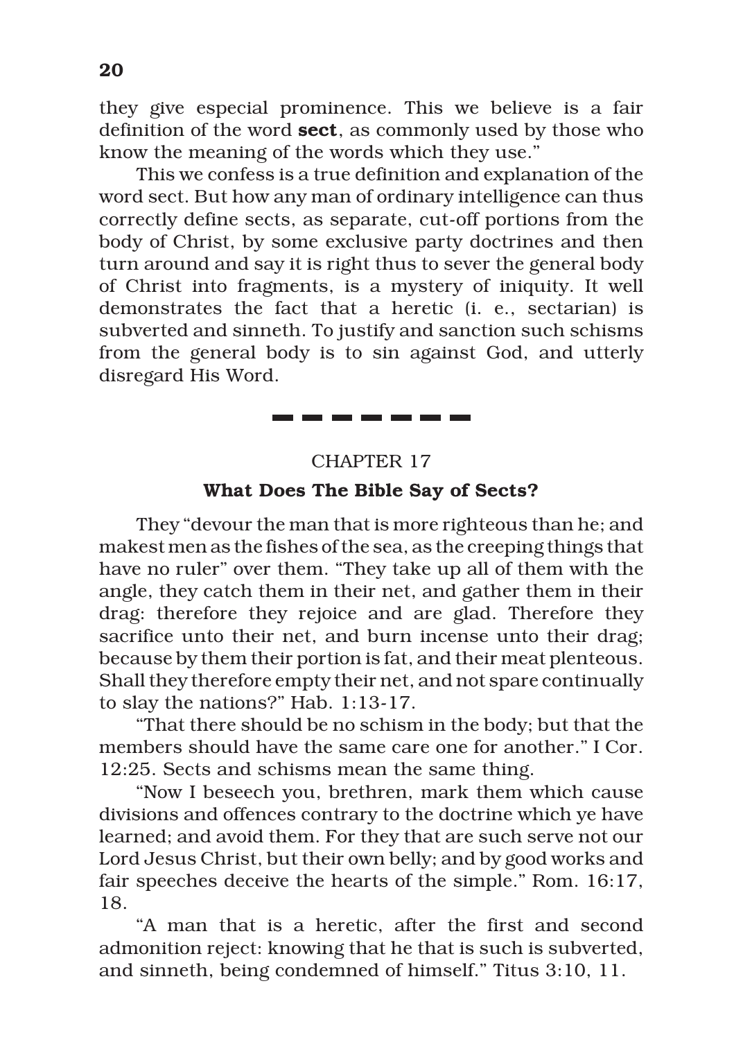they give especial prominence. This we believe is a fair definition of the word **sect**, as commonly used by those who know the meaning of the words which they use."

This we confess is a true definition and explanation of the word sect. But how any man of ordinary intelligence can thus correctly define sects, as separate, cut-off portions from the body of Christ, by some exclusive party doctrines and then turn around and say it is right thus to sever the general body of Christ into fragments, is a mystery of iniquity. It well demonstrates the fact that a heretic (i. e., sectarian) is subverted and sinneth. To justify and sanction such schisms from the general body is to sin against God, and utterly disregard His Word.

---

CHAPTER 17

## What Does The Bible Say of Sects?

They "devour the man that is more righteous than he; and makest men as the fishes of the sea, as the creeping things that have no ruler" over them. "They take up all of them with the angle, they catch them in their net, and gather them in their drag: therefore they rejoice and are glad. Therefore they sacrifice unto their net, and burn incense unto their drag; because by them their portion is fat, and their meat plenteous. Shall they therefore empty their net, and not spare continually to slay the nations?" Hab. 1:13-17.

"That there should be no schism in the body; but that the members should have the same care one for another." I Cor. 12:25. Sects and schisms mean the same thing.

"Now I beseech you, brethren, mark them which cause divisions and offences contrary to the doctrine which ye have learned; and avoid them. For they that are such serve not our Lord Jesus Christ, but their own belly; and by good works and fair speeches deceive the hearts of the simple." Rom. 16:17, 18.

"A man that is a heretic, after the first and second admonition reject: knowing that he that is such is subverted, and sinneth, being condemned of himself." Titus 3:10, 11.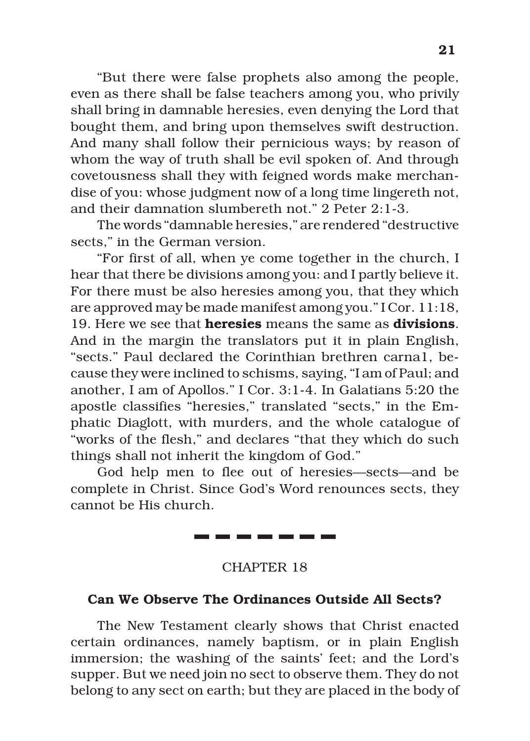"But there were false prophets also among the people, even as there shall be false teachers among you, who privily shall bring in damnable heresies, even denying the Lord that bought them, and bring upon themselves swift destruction. And many shall follow their pernicious ways; by reason of whom the way of truth shall be evil spoken of. And through covetousness shall they with feigned words make merchandise of you: whose judgment now of a long time lingereth not, and their damnation slumbereth not." 2 Peter 2:1-3.

The words "damnable heresies," are rendered "destructive sects," in the German version.

"For first of all, when ye come together in the church, I hear that there be divisions among you: and I partly believe it. For there must be also heresies among you, that they which are approved may be made manifest among you." I Cor. 11:18, 19. Here we see that **heresies** means the same as **divisions**. And in the margin the translators put it in plain English, "sects." Paul declared the Corinthian brethren carna1, because they were inclined to schisms, saying, "I am of Paul; and another, I am of Apollos." I Cor. 3:1-4. In Galatians 5:20 the apostle classifies "heresies," translated "sects," in the Emphatic Diaglott, with murders, and the whole catalogue of "works of the flesh," and declares "that they which do such things shall not inherit the kingdom of God."

God help men to flee out of heresies—sects—and be complete in Christ. Since God's Word renounces sects, they cannot be His church.

---

CHAPTER 18

## Can We Observe The Ordinances Outside All Sects?

The New Testament clearly shows that Christ enacted certain ordinances, namely baptism, or in plain English immersion; the washing of the saints' feet; and the Lord's supper. But we need join no sect to observe them. They do not belong to any sect on earth; but they are placed in the body of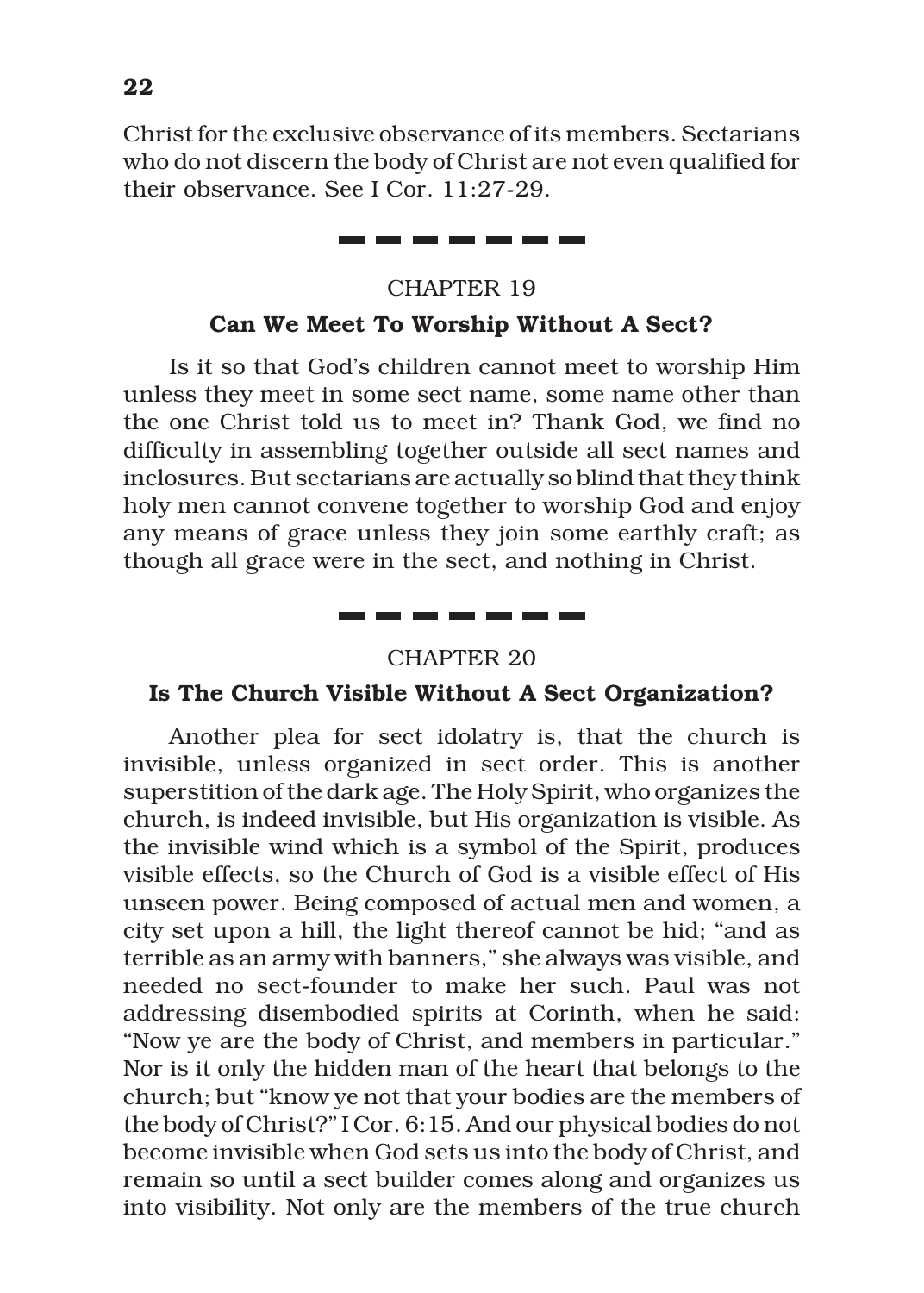Christ for the exclusive observance of its members. Sectarians who do not discern the body of Christ are not even qualified for their observance. See I Cor. 11:27-29.

---

## CHAPTER 19

### Can We Meet To Worship Without A Sect?

Is it so that God's children cannot meet to worship Him unless they meet in some sect name, some name other than the one Christ told us to meet in? Thank God, we find no difficulty in assembling together outside all sect names and inclosures. But sectarians are actually so blind that they think holy men cannot convene together to worship God and enjoy any means of grace unless they join some earthly craft; as though all grace were in the sect, and nothing in Christ.

---

## CHAPTER 20

### Is The Church Visible Without A Sect Organization?

Another plea for sect idolatry is, that the church is invisible, unless organized in sect order. This is another superstition of the dark age. The Holy Spirit, who organizes the church, is indeed invisible, but His organization is visible. As the invisible wind which is a symbol of the Spirit, produces visible effects, so the Church of God is a visible effect of His unseen power. Being composed of actual men and women, a city set upon a hill, the light thereof cannot be hid; "and as terrible as an army with banners," she always was visible, and needed no sect-founder to make her such. Paul was not addressing disembodied spirits at Corinth, when he said: "Now ye are the body of Christ, and members in particular." Nor is it only the hidden man of the heart that belongs to the church; but "know ye not that your bodies are the members of the body of Christ?" I Cor. 6:15. And our physical bodies do not become invisible when God sets us into the body of Christ, and remain so until a sect builder comes along and organizes us into visibility. Not only are the members of the true church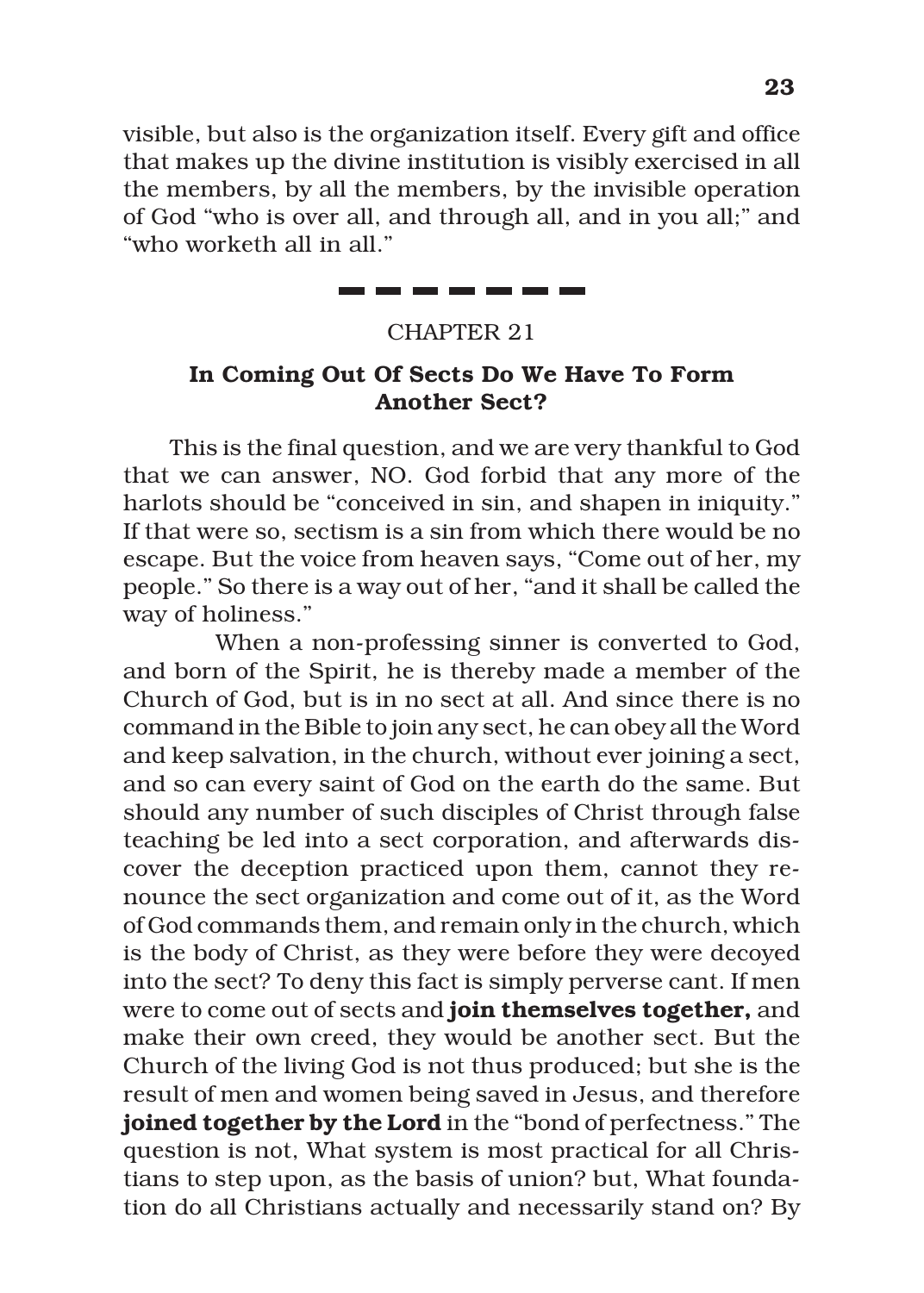visible, but also is the organization itself. Every gift and office that makes up the divine institution is visibly exercised in all the members, by all the members, by the invisible operation of God "who is over all, and through all, and in you all;" and "who worketh all in all."

---

CHAPTER 21

## In Coming Out Of Sects Do We Have To Form Another Sect?

This is the final question, and we are very thankful to God that we can answer, NO. God forbid that any more of the harlots should be "conceived in sin, and shapen in iniquity." If that were so, sectism is a sin from which there would be no escape. But the voice from heaven says, "Come out of her, my people." So there is a way out of her, "and it shall be called the way of holiness."

When a non-professing sinner is converted to God, and born of the Spirit, he is thereby made a member of the Church of God, but is in no sect at all. And since there is no command in the Bible to join any sect, he can obey all the Word and keep salvation, in the church, without ever joining a sect, and so can every saint of God on the earth do the same. But should any number of such disciples of Christ through false teaching be led into a sect corporation, and afterwards discover the deception practiced upon them, cannot they renounce the sect organization and come out of it, as the Word of God commands them, and remain only in the church, which is the body of Christ, as they were before they were decoyed into the sect? To deny this fact is simply perverse cant. If men were to come out of sects and **join themselves together,** and make their own creed, they would be another sect. But the Church of the living God is not thus produced; but she is the result of men and women being saved in Jesus, and therefore **joined together by the Lord** in the "bond of perfectness." The question is not, What system is most practical for all Christians to step upon, as the basis of union? but, What foundation do all Christians actually and necessarily stand on? By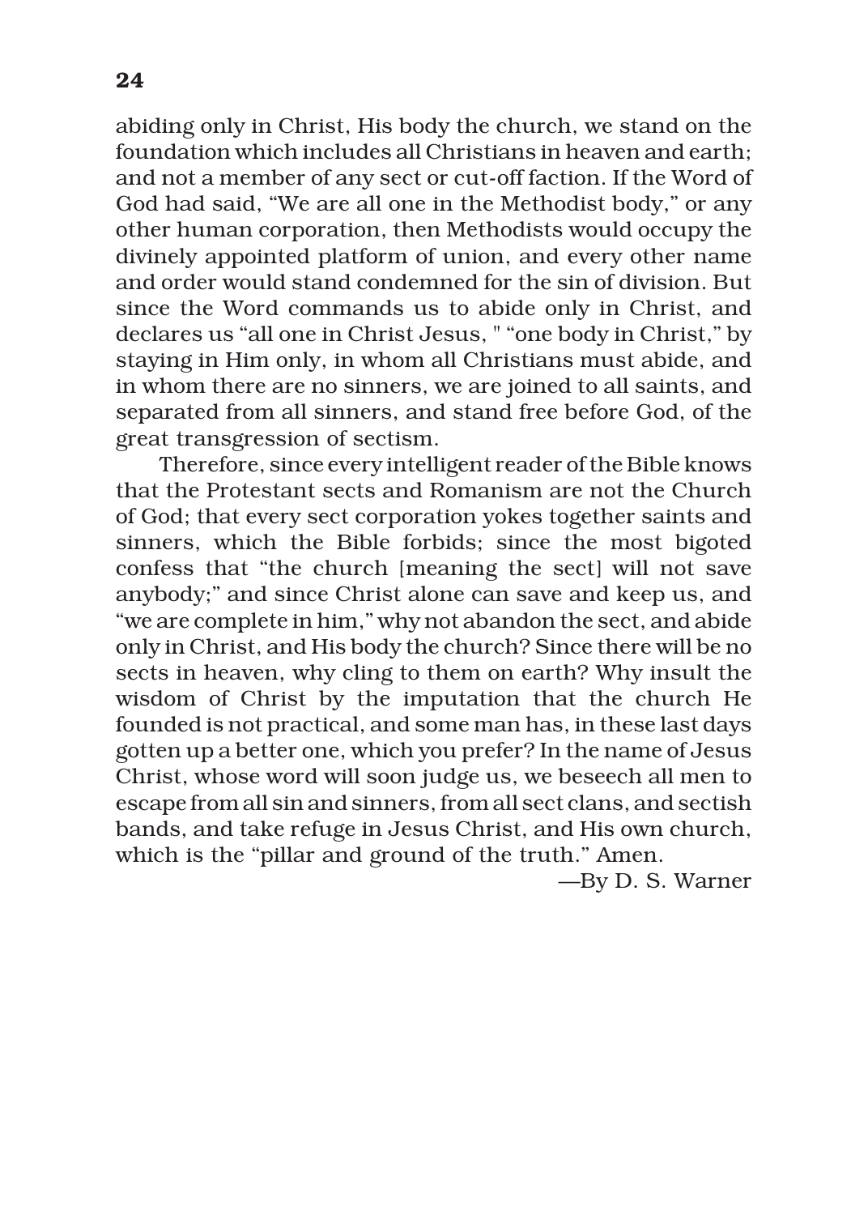abiding only in Christ, His body the church, we stand on the foundation which includes all Christians in heaven and earth; and not a member of any sect or cut-off faction. If the Word of God had said, “We are all one in the Methodist body,” or any other human corporation, then Methodists would occupy the divinely appointed platform of union, and every other name and order would stand condemned for the sin of division. But since the Word commands us to abide only in Christ, and declares us “all one in Christ Jesus, " “one body in Christ,” by staying in Him only, in whom all Christians must abide, and in whom there are no sinners, we are joined to all saints, and separated from all sinners, and stand free before God, of the great transgression of sectism.

Therefore, since every intelligent reader of the Bible knows that the Protestant sects and Romanism are not the Church of God; that every sect corporation yokes together saints and sinners, which the Bible forbids; since the most bigoted confess that “the church [meaning the sect] will not save anybody;” and since Christ alone can save and keep us, and “we are complete in him,” why not abandon the sect, and abide only in Christ, and His body the church? Since there will be no sects in heaven, why cling to them on earth? Why insult the wisdom of Christ by the imputation that the church He founded is not practical, and some man has, in these last days gotten up a better one, which you prefer? In the name of Jesus Christ, whose word will soon judge us, we beseech all men to escape from all sin and sinners, from all sect clans, and sectish bands, and take refuge in Jesus Christ, and His own church, which is the “pillar and ground of the truth.” Amen.

—By D. S. Warner